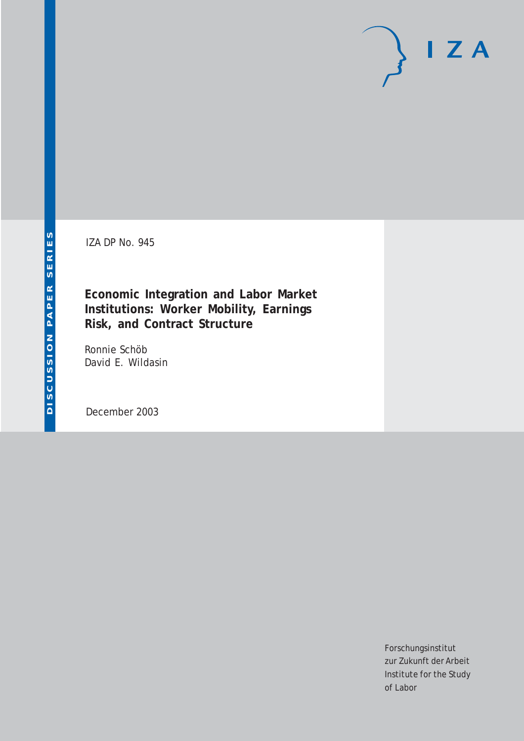IZA DP No. 945

# Economic Integration and Labor Market Institutions: Worker Mobility, Earnings Risk, and Contract Structure

Ronnie Schöb
David E. Wildasin

December 2003

DISCUSSION PAPER SERIES

IZA

Forschungsinstitut
zur Zukunft der Arbeit
Institute for the Study
of Labor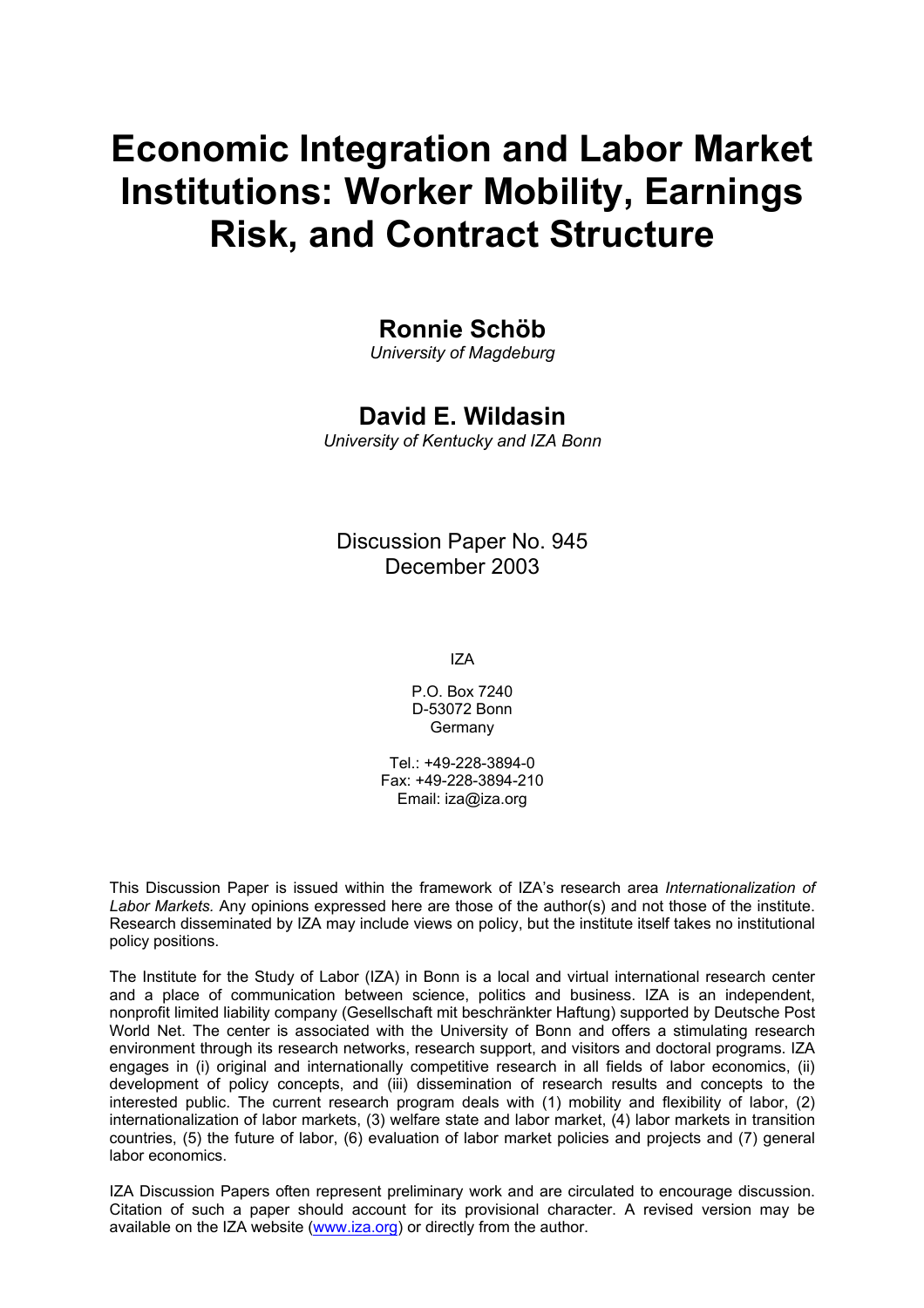# Economic Integration and Labor Market Institutions: Worker Mobility, Earnings Risk, and Contract Structure

## Ronnie Schöb

*University of Magdeburg*

## David E. Wildasin

*University of Kentucky and IZA Bonn*

Discussion Paper No. 945
December 2003

IZA

P.O. Box 7240
D-53072 Bonn
Germany

Tel.: +49-228-3894-0
Fax: +49-228-3894-210
Email: iza@iza.org

This Discussion Paper is issued within the framework of IZA's research area *Internationalization of Labor Markets.* Any opinions expressed here are those of the author(s) and not those of the institute. Research disseminated by IZA may include views on policy, but the institute itself takes no institutional policy positions.

The Institute for the Study of Labor (IZA) in Bonn is a local and virtual international research center and a place of communication between science, politics and business. IZA is an independent, nonprofit limited liability company (Gesellschaft mit beschränkter Haftung) supported by Deutsche Post World Net. The center is associated with the University of Bonn and offers a stimulating research environment through its research networks, research support, and visitors and doctoral programs. IZA engages in (i) original and internationally competitive research in all fields of labor economics, (ii) development of policy concepts, and (iii) dissemination of research results and concepts to the interested public. The current research program deals with (1) mobility and flexibility of labor, (2) internationalization of labor markets, (3) welfare state and labor market, (4) labor markets in transition countries, (5) the future of labor, (6) evaluation of labor market policies and projects and (7) general labor economics.

IZA Discussion Papers often represent preliminary work and are circulated to encourage discussion. Citation of such a paper should account for its provisional character. A revised version may be available on the IZA website (www.iza.org) or directly from the author.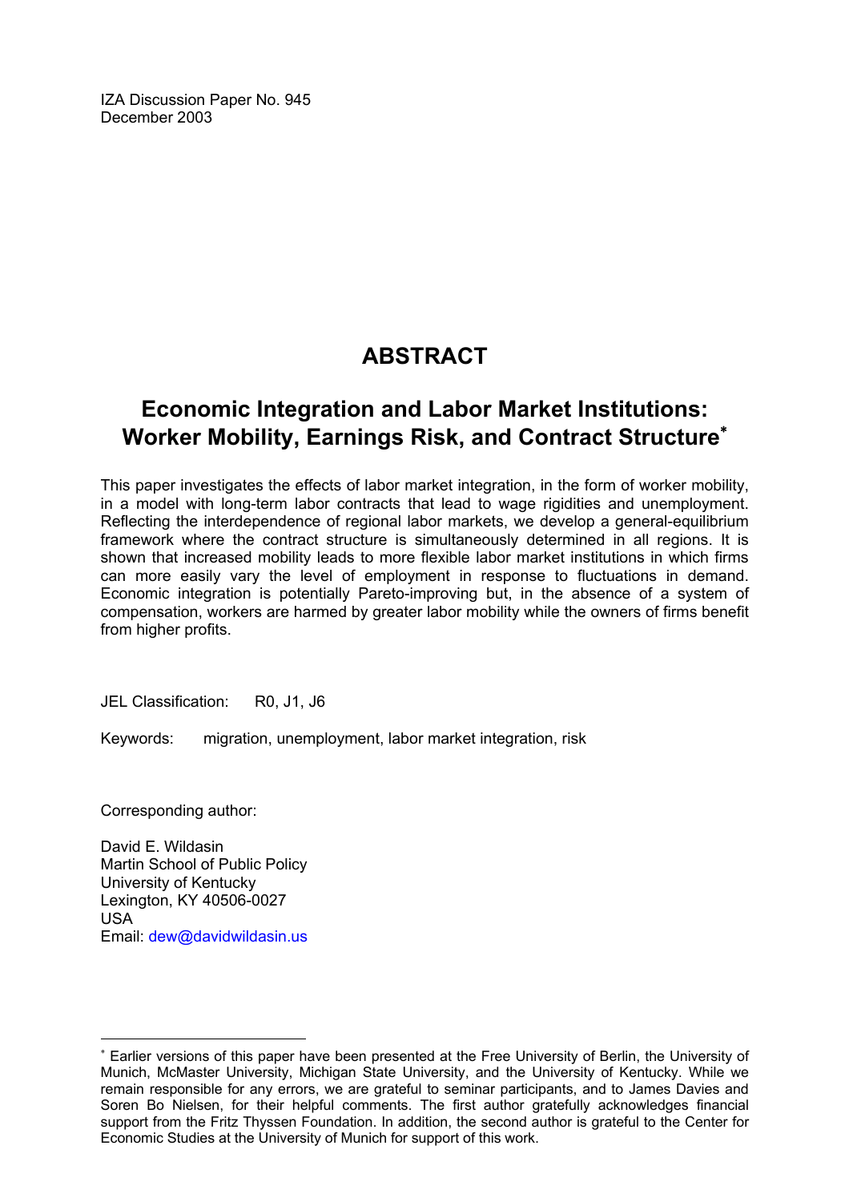IZA Discussion Paper No. 945
December 2003

# ABSTRACT

## Economic Integration and Labor Market Institutions: Worker Mobility, Earnings Risk, and Contract Structure*

This paper investigates the effects of labor market integration, in the form of worker mobility, in a model with long-term labor contracts that lead to wage rigidities and unemployment. Reflecting the interdependence of regional labor markets, we develop a general-equilibrium framework where the contract structure is simultaneously determined in all regions. It is shown that increased mobility leads to more flexible labor market institutions in which firms can more easily vary the level of employment in response to fluctuations in demand. Economic integration is potentially Pareto-improving but, in the absence of a system of compensation, workers are harmed by greater labor mobility while the owners of firms benefit from higher profits.

JEL Classification: R0, J1, J6

Keywords: migration, unemployment, labor market integration, risk

Corresponding author:

David E. Wildasin
Martin School of Public Policy
University of Kentucky
Lexington, KY 40506-0027
USA
Email: dew@davidwildasin.us

---

* Earlier versions of this paper have been presented at the Free University of Berlin, the University of Munich, McMaster University, Michigan State University, and the University of Kentucky. While we remain responsible for any errors, we are grateful to seminar participants, and to James Davies and Soren Bo Nielsen, for their helpful comments. The first author gratefully acknowledges financial support from the Fritz Thyssen Foundation. In addition, the second author is grateful to the Center for Economic Studies at the University of Munich for support of this work.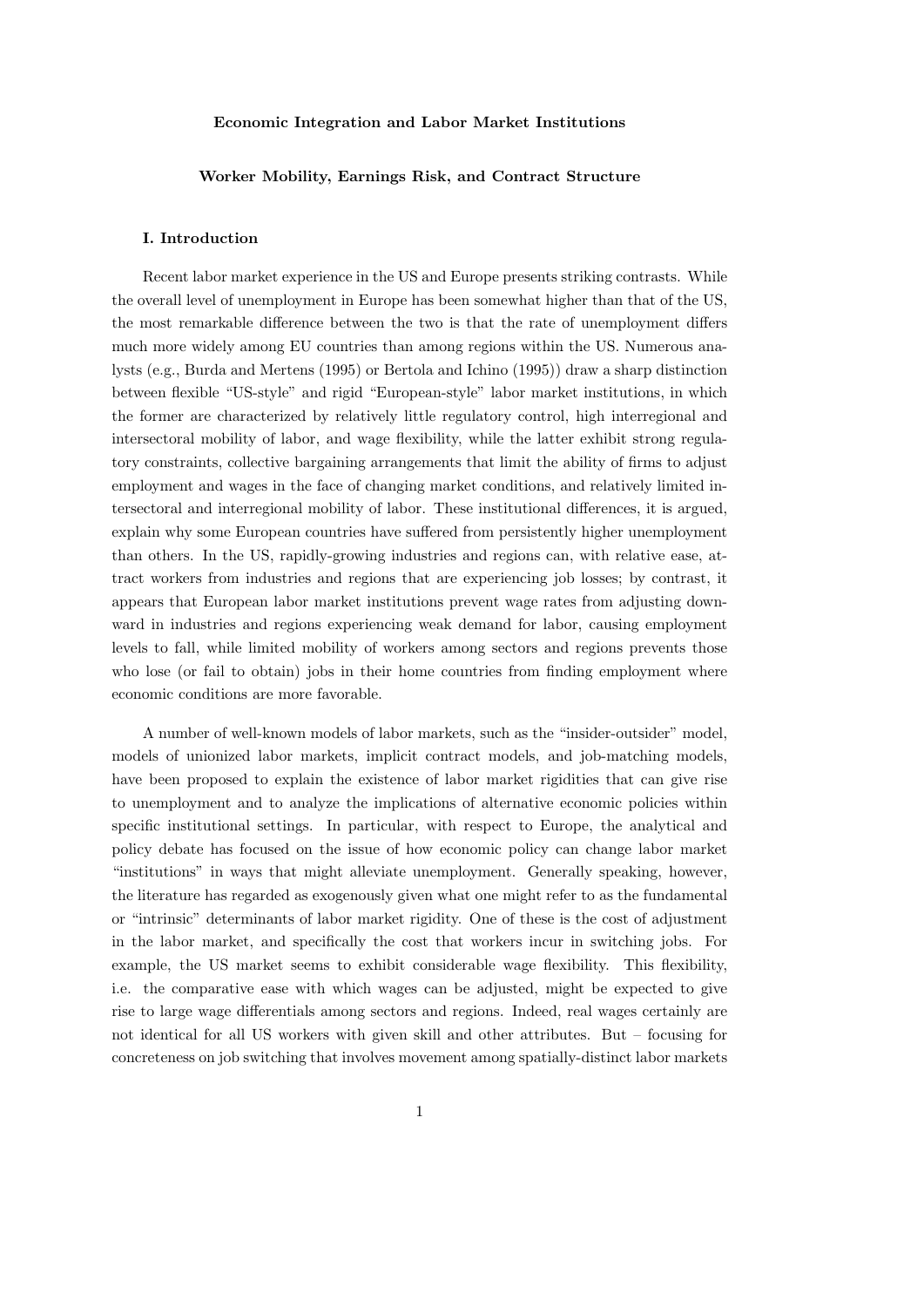**Economic Integration and Labor Market Institutions**

**Worker Mobility, Earnings Risk, and Contract Structure**

## I. Introduction

Recent labor market experience in the US and Europe presents striking contrasts. While the overall level of unemployment in Europe has been somewhat higher than that of the US, the most remarkable difference between the two is that the rate of unemployment differs much more widely among EU countries than among regions within the US. Numerous analysts (e.g., Burda and Mertens (1995) or Bertola and Ichino (1995)) draw a sharp distinction between flexible "US-style" and rigid "European-style" labor market institutions, in which the former are characterized by relatively little regulatory control, high interregional and intersectoral mobility of labor, and wage flexibility, while the latter exhibit strong regulatory constraints, collective bargaining arrangements that limit the ability of firms to adjust employment and wages in the face of changing market conditions, and relatively limited intersectoral and interregional mobility of labor. These institutional differences, it is argued, explain why some European countries have suffered from persistently higher unemployment than others. In the US, rapidly-growing industries and regions can, with relative ease, attract workers from industries and regions that are experiencing job losses; by contrast, it appears that European labor market institutions prevent wage rates from adjusting downward in industries and regions experiencing weak demand for labor, causing employment levels to fall, while limited mobility of workers among sectors and regions prevents those who lose (or fail to obtain) jobs in their home countries from finding employment where economic conditions are more favorable.

A number of well-known models of labor markets, such as the "insider-outsider" model, models of unionized labor markets, implicit contract models, and job-matching models, have been proposed to explain the existence of labor market rigidities that can give rise to unemployment and to analyze the implications of alternative economic policies within specific institutional settings. In particular, with respect to Europe, the analytical and policy debate has focused on the issue of how economic policy can change labor market "institutions" in ways that might alleviate unemployment. Generally speaking, however, the literature has regarded as exogenously given what one might refer to as the fundamental or "intrinsic" determinants of labor market rigidity. One of these is the cost of adjustment in the labor market, and specifically the cost that workers incur in switching jobs. For example, the US market seems to exhibit considerable wage flexibility. This flexibility, i.e. the comparative ease with which wages can be adjusted, might be expected to give rise to large wage differentials among sectors and regions. Indeed, real wages certainly are not identical for all US workers with given skill and other attributes. But – focusing for concreteness on job switching that involves movement among spatially-distinct labor markets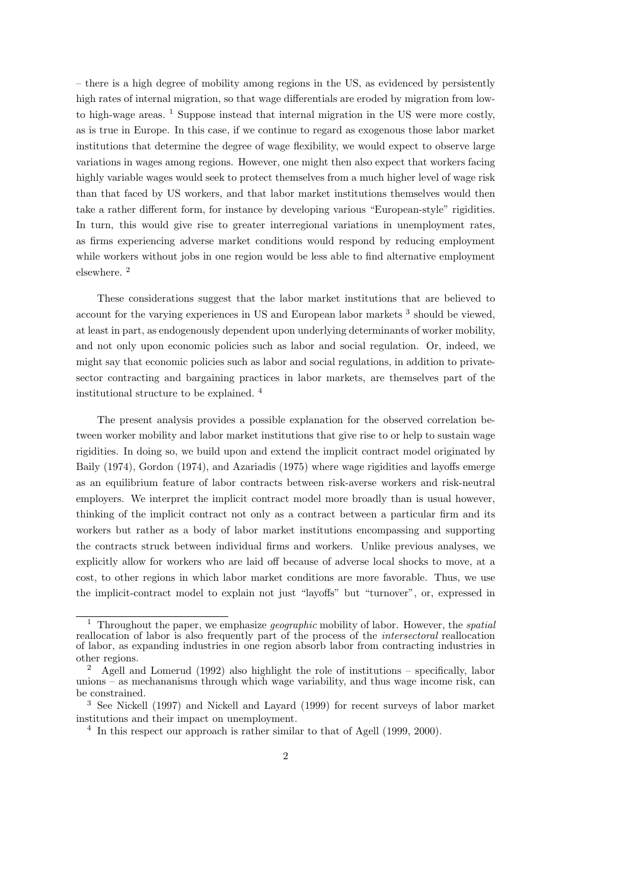– there is a high degree of mobility among regions in the US, as evidenced by persistently high rates of internal migration, so that wage differentials are eroded by migration from low- to high-wage areas. [1] Suppose instead that internal migration in the US were more costly, as is true in Europe. In this case, if we continue to regard as exogenous those labor market institutions that determine the degree of wage flexibility, we would expect to observe large variations in wages among regions. However, one might then also expect that workers facing highly variable wages would seek to protect themselves from a much higher level of wage risk than that faced by US workers, and that labor market institutions themselves would then take a rather different form, for instance by developing various "European-style" rigidities. In turn, this would give rise to greater interregional variations in unemployment rates, as firms experiencing adverse market conditions would respond by reducing employment while workers without jobs in one region would be less able to find alternative employment elsewhere. [2]

These considerations suggest that the labor market institutions that are believed to account for the varying experiences in US and European labor markets [3] should be viewed, at least in part, as endogenously dependent upon underlying determinants of worker mobility, and not only upon economic policies such as labor and social regulation. Or, indeed, we might say that economic policies such as labor and social regulations, in addition to private-sector contracting and bargaining practices in labor markets, are themselves part of the institutional structure to be explained. [4]

The present analysis provides a possible explanation for the observed correlation between worker mobility and labor market institutions that give rise to or help to sustain wage rigidities. In doing so, we build upon and extend the implicit contract model originated by Baily (1974), Gordon (1974), and Azariadis (1975) where wage rigidities and layoffs emerge as an equilibrium feature of labor contracts between risk-averse workers and risk-neutral employers. We interpret the implicit contract model more broadly than is usual however, thinking of the implicit contract not only as a contract between a particular firm and its workers but rather as a body of labor market institutions encompassing and supporting the contracts struck between individual firms and workers. Unlike previous analyses, we explicitly allow for workers who are laid off because of adverse local shocks to move, at a cost, to other regions in which labor market conditions are more favorable. Thus, we use the implicit-contract model to explain not just "layoffs" but "turnover", or, expressed in

---

[1] Throughout the paper, we emphasize *geographic* mobility of labor. However, the *spatial* reallocation of labor is also frequently part of the process of the *intersectoral* reallocation of labor, as expanding industries in one region absorb labor from contracting industries in other regions.

[2] Agell and Lomerud (1992) also highlight the role of institutions – specifically, labor unions – as mechananisms through which wage variability, and thus wage income risk, can be constrained.

[3] See Nickell (1997) and Nickell and Layard (1999) for recent surveys of labor market institutions and their impact on unemployment.

[4] In this respect our approach is rather similar to that of Agell (1999, 2000).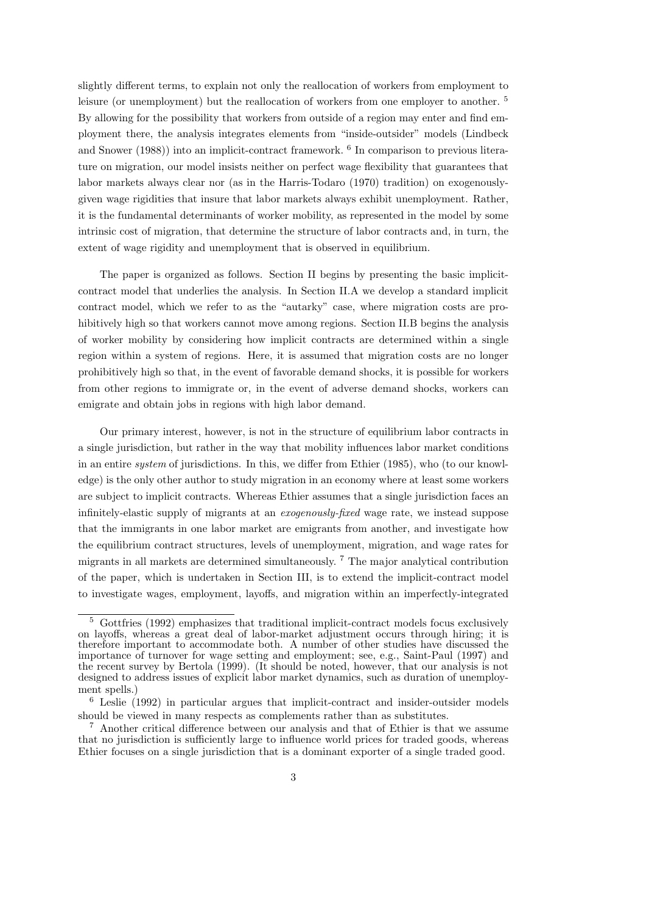slightly different terms, to explain not only the reallocation of workers from employment to leisure (or unemployment) but the reallocation of workers from one employer to another. [5] By allowing for the possibility that workers from outside of a region may enter and find employment there, the analysis integrates elements from "inside-outsider" models (Lindbeck and Snower (1988)) into an implicit-contract framework. [6] In comparison to previous literature on migration, our model insists neither on perfect wage flexibility that guarantees that labor markets always clear nor (as in the Harris-Todaro (1970) tradition) on exogenously-given wage rigidities that insure that labor markets always exhibit unemployment. Rather, it is the fundamental determinants of worker mobility, as represented in the model by some intrinsic cost of migration, that determine the structure of labor contracts and, in turn, the extent of wage rigidity and unemployment that is observed in equilibrium.

The paper is organized as follows. Section II begins by presenting the basic implicit-contract model that underlies the analysis. In Section II.A we develop a standard implicit contract model, which we refer to as the "autarky" case, where migration costs are prohibitively high so that workers cannot move among regions. Section II.B begins the analysis of worker mobility by considering how implicit contracts are determined within a single region within a system of regions. Here, it is assumed that migration costs are no longer prohibitively high so that, in the event of favorable demand shocks, it is possible for workers from other regions to immigrate or, in the event of adverse demand shocks, workers can emigrate and obtain jobs in regions with high labor demand.

Our primary interest, however, is not in the structure of equilibrium labor contracts in a single jurisdiction, but rather in the way that mobility influences labor market conditions in an entire *system* of jurisdictions. In this, we differ from Ethier (1985), who (to our knowledge) is the only other author to study migration in an economy where at least some workers are subject to implicit contracts. Whereas Ethier assumes that a single jurisdiction faces an infinitely-elastic supply of migrants at an *exogenously-fixed* wage rate, we instead suppose that the immigrants in one labor market are emigrants from another, and investigate how the equilibrium contract structures, levels of unemployment, migration, and wage rates for migrants in all markets are determined simultaneously. [7] The major analytical contribution of the paper, which is undertaken in Section III, is to extend the implicit-contract model to investigate wages, employment, layoffs, and migration within an imperfectly-integrated

---

[5] Gottfries (1992) emphasizes that traditional implicit-contract models focus exclusively on layoffs, whereas a great deal of labor-market adjustment occurs through hiring; it is therefore important to accommodate both. A number of other studies have discussed the importance of turnover for wage setting and employment; see, e.g., Saint-Paul (1997) and the recent survey by Bertola (1999). (It should be noted, however, that our analysis is not designed to address issues of explicit labor market dynamics, such as duration of unemployment spells.)

[6] Leslie (1992) in particular argues that implicit-contract and insider-outsider models should be viewed in many respects as complements rather than as substitutes.

[7] Another critical difference between our analysis and that of Ethier is that we assume that no jurisdiction is sufficiently large to influence world prices for traded goods, whereas Ethier focuses on a single jurisdiction that is a dominant exporter of a single traded good.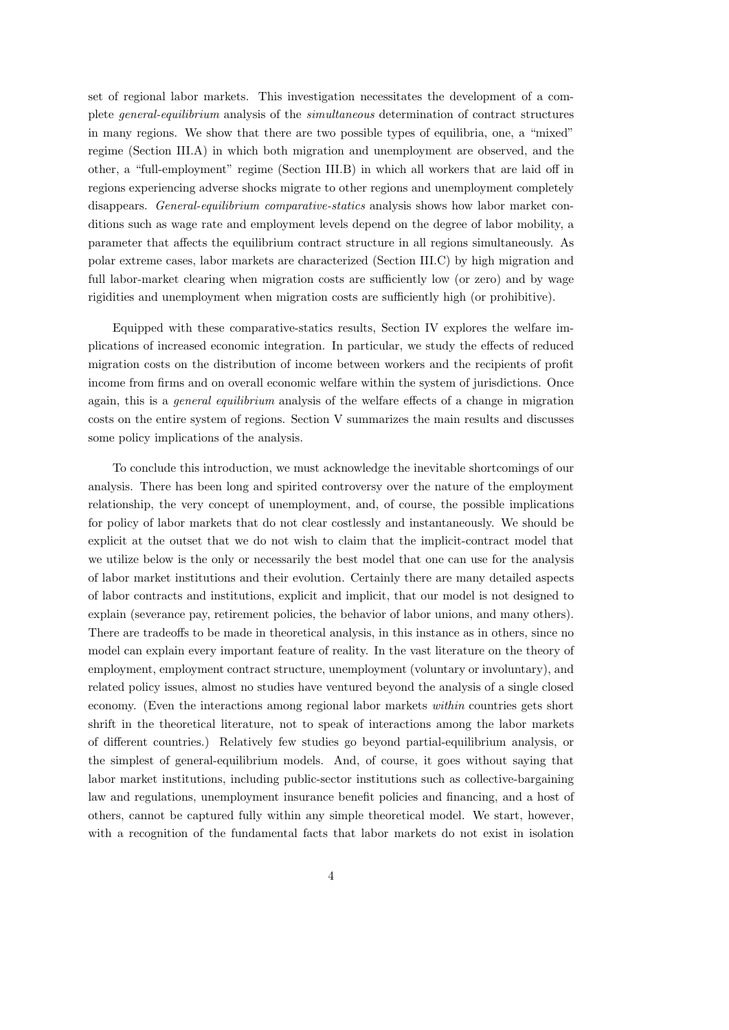set of regional labor markets. This investigation necessitates the development of a complete *general-equilibrium* analysis of the *simultaneous* determination of contract structures in many regions. We show that there are two possible types of equilibria, one, a "mixed" regime (Section III.A) in which both migration and unemployment are observed, and the other, a "full-employment" regime (Section III.B) in which all workers that are laid off in regions experiencing adverse shocks migrate to other regions and unemployment completely disappears. *General-equilibrium comparative-statics* analysis shows how labor market conditions such as wage rate and employment levels depend on the degree of labor mobility, a parameter that affects the equilibrium contract structure in all regions simultaneously. As polar extreme cases, labor markets are characterized (Section III.C) by high migration and full labor-market clearing when migration costs are sufficiently low (or zero) and by wage rigidities and unemployment when migration costs are sufficiently high (or prohibitive).

Equipped with these comparative-statics results, Section IV explores the welfare implications of increased economic integration. In particular, we study the effects of reduced migration costs on the distribution of income between workers and the recipients of profit income from firms and on overall economic welfare within the system of jurisdictions. Once again, this is a *general equilibrium* analysis of the welfare effects of a change in migration costs on the entire system of regions. Section V summarizes the main results and discusses some policy implications of the analysis.

To conclude this introduction, we must acknowledge the inevitable shortcomings of our analysis. There has been long and spirited controversy over the nature of the employment relationship, the very concept of unemployment, and, of course, the possible implications for policy of labor markets that do not clear costlessly and instantaneously. We should be explicit at the outset that we do not wish to claim that the implicit-contract model that we utilize below is the only or necessarily the best model that one can use for the analysis of labor market institutions and their evolution. Certainly there are many detailed aspects of labor contracts and institutions, explicit and implicit, that our model is not designed to explain (severance pay, retirement policies, the behavior of labor unions, and many others). There are tradeoffs to be made in theoretical analysis, in this instance as in others, since no model can explain every important feature of reality. In the vast literature on the theory of employment, employment contract structure, unemployment (voluntary or involuntary), and related policy issues, almost no studies have ventured beyond the analysis of a single closed economy. (Even the interactions among regional labor markets *within* countries gets short shrift in the theoretical literature, not to speak of interactions among the labor markets of different countries.) Relatively few studies go beyond partial-equilibrium analysis, or the simplest of general-equilibrium models. And, of course, it goes without saying that labor market institutions, including public-sector institutions such as collective-bargaining law and regulations, unemployment insurance benefit policies and financing, and a host of others, cannot be captured fully within any simple theoretical model. We start, however, with a recognition of the fundamental facts that labor markets do not exist in isolation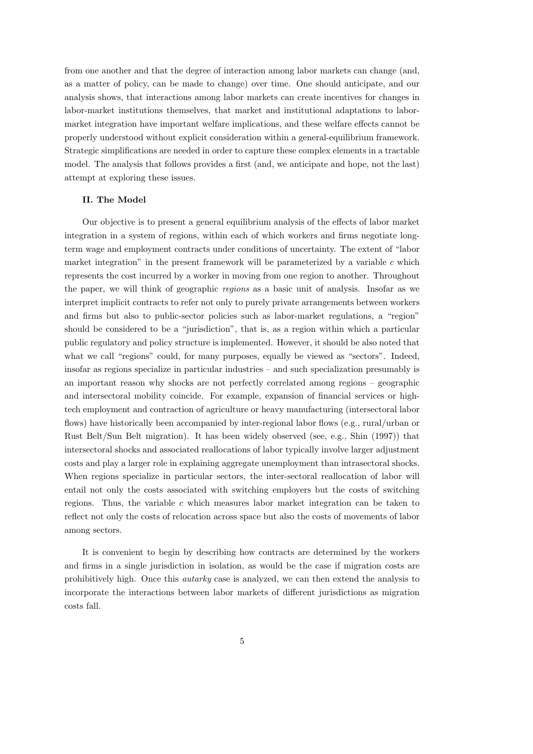from one another and that the degree of interaction among labor markets can change (and, as a matter of policy, can be made to change) over time. One should anticipate, and our analysis shows, that interactions among labor markets can create incentives for changes in labor-market institutions themselves, that market and institutional adaptations to labor-market integration have important welfare implications, and these welfare effects cannot be properly understood without explicit consideration within a general-equilibrium framework. Strategic simplifications are needed in order to capture these complex elements in a tractable model. The analysis that follows provides a first (and, we anticipate and hope, not the last) attempt at exploring these issues.

## II. The Model

Our objective is to present a general equilibrium analysis of the effects of labor market integration in a system of regions, within each of which workers and firms negotiate long-term wage and employment contracts under conditions of uncertainty. The extent of "labor market integration" in the present framework will be parameterized by a variable $c$ which represents the cost incurred by a worker in moving from one region to another. Throughout the paper, we will think of geographic *regions* as a basic unit of analysis. Insofar as we interpret implicit contracts to refer not only to purely private arrangements between workers and firms but also to public-sector policies such as labor-market regulations, a "region" should be considered to be a "jurisdiction", that is, as a region within which a particular public regulatory and policy structure is implemented. However, it should be also noted that what we call "regions" could, for many purposes, equally be viewed as "sectors". Indeed, insofar as regions specialize in particular industries – and such specialization presumably is an important reason why shocks are not perfectly correlated among regions – geographic and intersectoral mobility coincide. For example, expansion of financial services or high-tech employment and contraction of agriculture or heavy manufacturing (intersectoral labor flows) have historically been accompanied by inter-regional labor flows (e.g., rural/urban or Rust Belt/Sun Belt migration). It has been widely observed (see, e.g., Shin (1997)) that intersectoral shocks and associated reallocations of labor typically involve larger adjustment costs and play a larger role in explaining aggregate unemployment than intrasectoral shocks. When regions specialize in particular sectors, the inter-sectoral reallocation of labor will entail not only the costs associated with switching employers but the costs of switching regions. Thus, the variable $c$ which measures labor market integration can be taken to reflect not only the costs of relocation across space but also the costs of movements of labor among sectors.

It is convenient to begin by describing how contracts are determined by the workers and firms in a single jurisdiction in isolation, as would be the case if migration costs are prohibitively high. Once this *autarky* case is analyzed, we can then extend the analysis to incorporate the interactions between labor markets of different jurisdictions as migration costs fall.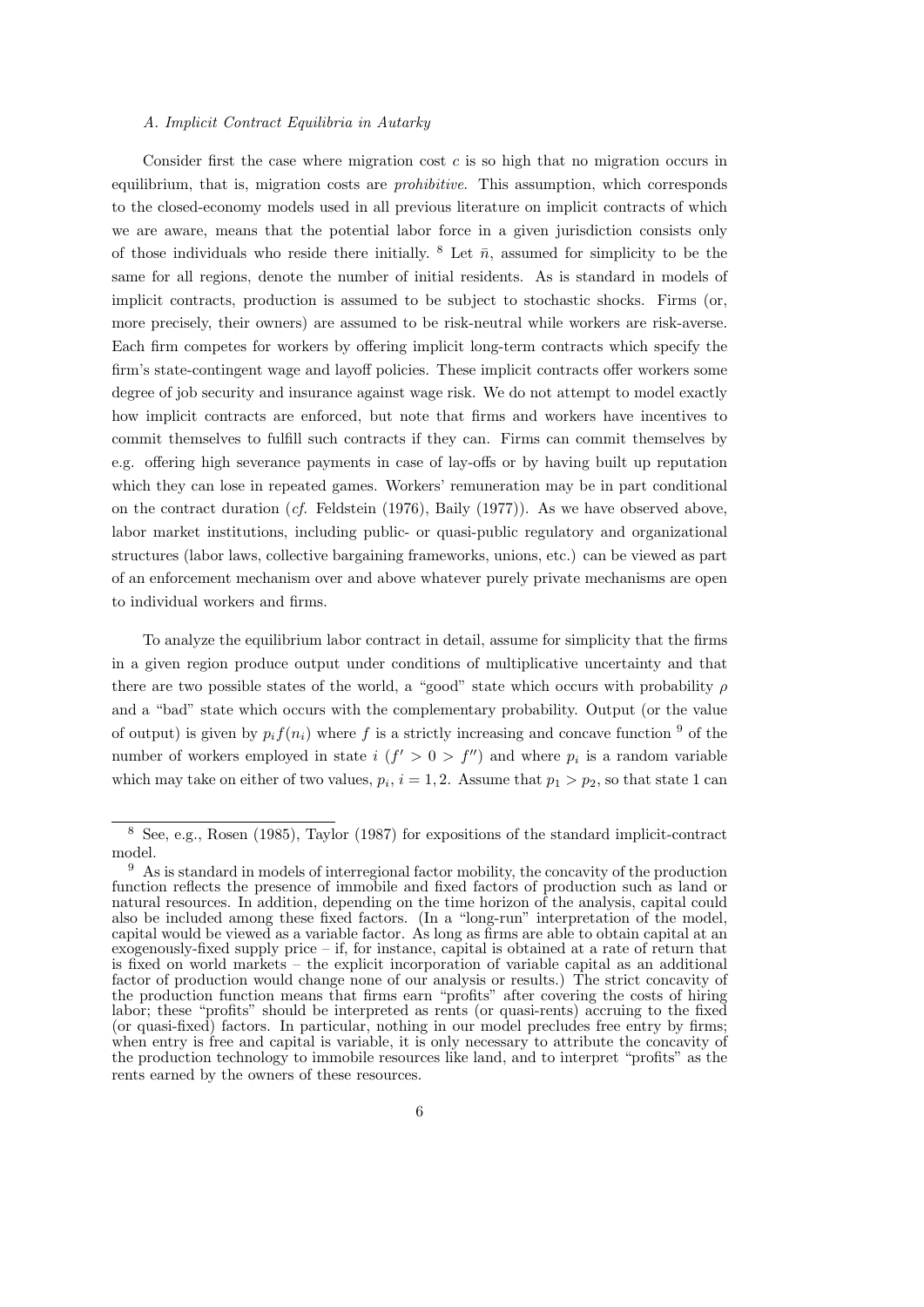*A. Implicit Contract Equilibria in Autarky*

Consider first the case where migration cost $c$ is so high that no migration occurs in equilibrium, that is, migration costs are *prohibitive*. This assumption, which corresponds to the closed-economy models used in all previous literature on implicit contracts of which we are aware, means that the potential labor force in a given jurisdiction consists only of those individuals who reside there initially. [8] Let $\bar{n}$, assumed for simplicity to be the same for all regions, denote the number of initial residents. As is standard in models of implicit contracts, production is assumed to be subject to stochastic shocks. Firms (or, more precisely, their owners) are assumed to be risk-neutral while workers are risk-averse. Each firm competes for workers by offering implicit long-term contracts which specify the firm's state-contingent wage and layoff policies. These implicit contracts offer workers some degree of job security and insurance against wage risk. We do not attempt to model exactly how implicit contracts are enforced, but note that firms and workers have incentives to commit themselves to fulfill such contracts if they can. Firms can commit themselves by e.g. offering high severance payments in case of lay-offs or by having built up reputation which they can lose in repeated games. Workers' remuneration may be in part conditional on the contract duration (*cf.* Feldstein (1976), Baily (1977)). As we have observed above, labor market institutions, including public- or quasi-public regulatory and organizational structures (labor laws, collective bargaining frameworks, unions, etc.) can be viewed as part of an enforcement mechanism over and above whatever purely private mechanisms are open to individual workers and firms.

To analyze the equilibrium labor contract in detail, assume for simplicity that the firms in a given region produce output under conditions of multiplicative uncertainty and that there are two possible states of the world, a "good" state which occurs with probability $\rho$ and a "bad" state which occurs with the complementary probability. Output (or the value of output) is given by $p_i f(n_i)$ where $f$ is a strictly increasing and concave function [9] of the number of workers employed in state $i$ ($f' > 0 > f''$) and where $p_i$ is a random variable which may take on either of two values, $p_i$, $i = 1, 2$. Assume that $p_1 > p_2$, so that state 1 can

---

[8] See, e.g., Rosen (1985), Taylor (1987) for expositions of the standard implicit-contract model.

[9] As is standard in models of interregional factor mobility, the concavity of the production function reflects the presence of immobile and fixed factors of production such as land or natural resources. In addition, depending on the time horizon of the analysis, capital could also be included among these fixed factors. (In a "long-run" interpretation of the model, capital would be viewed as a variable factor. As long as firms are able to obtain capital at an exogenously-fixed supply price – if, for instance, capital is obtained at a rate of return that is fixed on world markets – the explicit incorporation of variable capital as an additional factor of production would change none of our analysis or results.) The strict concavity of the production function means that firms earn "profits" after covering the costs of hiring labor; these "profits" should be interpreted as rents (or quasi-rents) accruing to the fixed (or quasi-fixed) factors. In particular, nothing in our model precludes free entry by firms; when entry is free and capital is variable, it is only necessary to attribute the concavity of the production technology to immobile resources like land, and to interpret "profits" as the rents earned by the owners of these resources.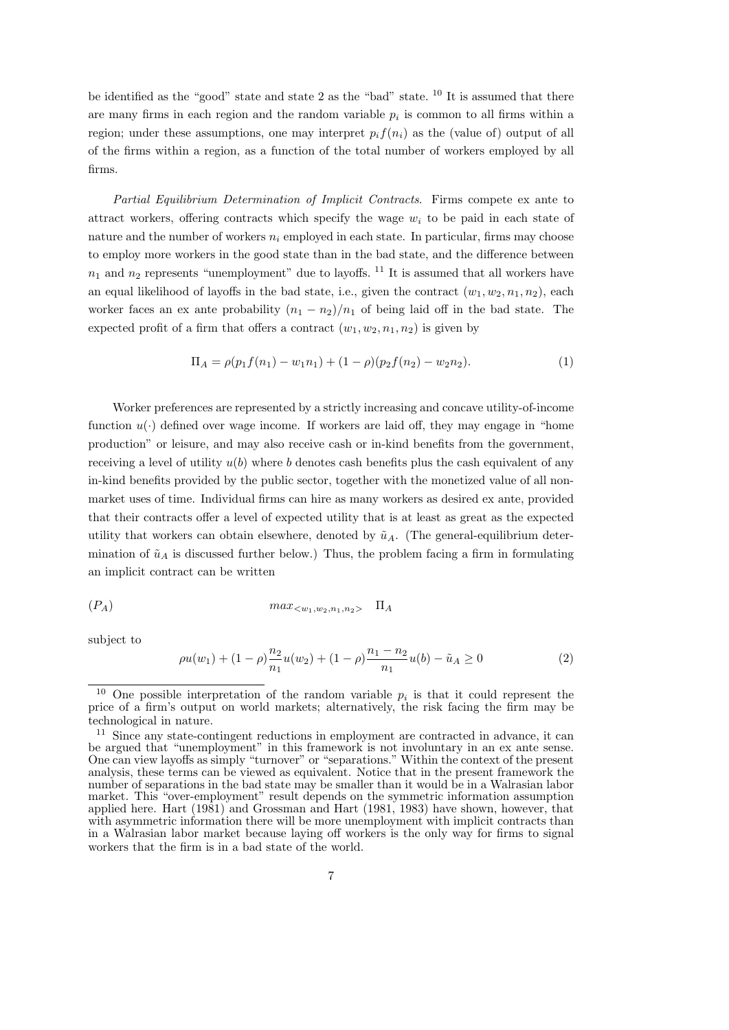be identified as the "good" state and state 2 as the "bad" state. [10] It is assumed that there are many firms in each region and the random variable $p_i$ is common to all firms within a region; under these assumptions, one may interpret $p_i f(n_i)$ as the (value of) output of all of the firms within a region, as a function of the total number of workers employed by all firms.

*Partial Equilibrium Determination of Implicit Contracts*. Firms compete ex ante to attract workers, offering contracts which specify the wage $w_i$ to be paid in each state of nature and the number of workers $n_i$ employed in each state. In particular, firms may choose to employ more workers in the good state than in the bad state, and the difference between $n_1$ and $n_2$ represents "unemployment" due to layoffs. [11] It is assumed that all workers have an equal likelihood of layoffs in the bad state, i.e., given the contract $(w_1, w_2, n_1, n_2)$, each worker faces an ex ante probability $(n_1 - n_2)/n_1$ of being laid off in the bad state. The expected profit of a firm that offers a contract $(w_1, w_2, n_1, n_2)$ is given by

$$\Pi_A = \rho(p_1 f(n_1) - w_1 n_1) + (1 - \rho)(p_2 f(n_2) - w_2 n_2). \tag{1}$$

Worker preferences are represented by a strictly increasing and concave utility-of-income function $u(\cdot)$ defined over wage income. If workers are laid off, they may engage in "home production" or leisure, and may also receive cash or in-kind benefits from the government, receiving a level of utility $u(b)$ where $b$ denotes cash benefits plus the cash equivalent of any in-kind benefits provided by the public sector, together with the monetized value of all non-market uses of time. Individual firms can hire as many workers as desired ex ante, provided that their contracts offer a level of expected utility that is at least as great as the expected utility that workers can obtain elsewhere, denoted by $\tilde{u}_A$. (The general-equilibrium determination of $\tilde{u}_A$ is discussed further below.) Thus, the problem facing a firm in formulating an implicit contract can be written

$$(P_A) \qquad\qquad max_{<w_1,w_2,n_1,n_2>} \quad \Pi_A$$

subject to

$$\rho u(w_1) + (1 - \rho)\frac{n_2}{n_1}u(w_2) + (1 - \rho)\frac{n_1 - n_2}{n_1}u(b) - \tilde{u}_A \geq 0 \tag{2}$$

---

[10] One possible interpretation of the random variable $p_i$ is that it could represent the price of a firm's output on world markets; alternatively, the risk facing the firm may be technological in nature.

[11] Since any state-contingent reductions in employment are contracted in advance, it can be argued that "unemployment" in this framework is not involuntary in an ex ante sense. One can view layoffs as simply "turnover" or "separations." Within the context of the present analysis, these terms can be viewed as equivalent. Notice that in the present framework the number of separations in the bad state may be smaller than it would be in a Walrasian labor market. This "over-employment" result depends on the symmetric information assumption applied here. Hart (1981) and Grossman and Hart (1981, 1983) have shown, however, that with asymmetric information there will be more unemployment with implicit contracts than in a Walrasian labor market because laying off workers is the only way for firms to signal workers that the firm is in a bad state of the world.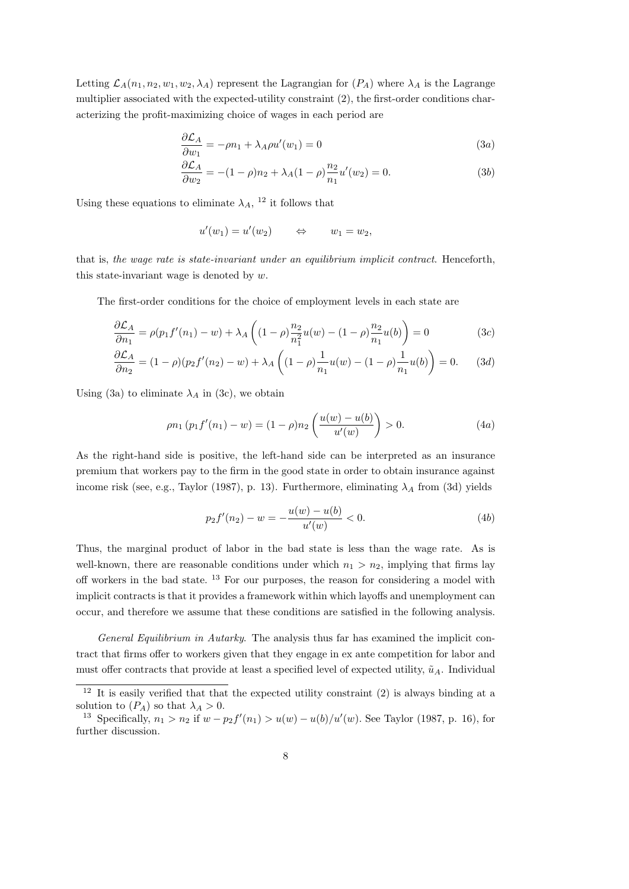Letting $\mathcal{L}_A(n_1, n_2, w_1, w_2, \lambda_A)$ represent the Lagrangian for $(P_A)$ where $\lambda_A$ is the Lagrange multiplier associated with the expected-utility constraint (2), the first-order conditions characterizing the profit-maximizing choice of wages in each period are

$$\frac{\partial \mathcal{L}_A}{\partial w_1} = -\rho n_1 + \lambda_A \rho u'(w_1) = 0 \tag{3a}$$

$$\frac{\partial \mathcal{L}_A}{\partial w_2} = -(1-\rho) n_2 + \lambda_A (1-\rho) \frac{n_2}{n_1} u'(w_2) = 0. \tag{3b}$$

Using these equations to eliminate $\lambda_A$, [12] it follows that

$$u'(w_1) = u'(w_2) \qquad \Leftrightarrow \qquad w_1 = w_2,$$

that is, *the wage rate is state-invariant under an equilibrium implicit contract*. Henceforth, this state-invariant wage is denoted by $w$.

The first-order conditions for the choice of employment levels in each state are

$$\frac{\partial \mathcal{L}_A}{\partial n_1} = \rho(p_1 f'(n_1) - w) + \lambda_A \left( (1-\rho) \frac{n_2}{n_1^2} u(w) - (1-\rho) \frac{n_2}{n_1} u(b) \right) = 0 \tag{3c}$$

$$\frac{\partial \mathcal{L}_A}{\partial n_2} = (1-\rho)(p_2 f'(n_2) - w) + \lambda_A \left( (1-\rho) \frac{1}{n_1} u(w) - (1-\rho) \frac{1}{n_1} u(b) \right) = 0. \tag{3d}$$

Using (3a) to eliminate $\lambda_A$ in (3c), we obtain

$$\rho n_1 \left(p_1 f'(n_1) - w\right) = (1-\rho) n_2 \left( \frac{u(w) - u(b)}{u'(w)} \right) > 0. \tag{4a}$$

As the right-hand side is positive, the left-hand side can be interpreted as an insurance premium that workers pay to the firm in the good state in order to obtain insurance against income risk (see, e.g., Taylor (1987), p. 13). Furthermore, eliminating $\lambda_A$ from (3d) yields

$$p_2 f'(n_2) - w = -\frac{u(w) - u(b)}{u'(w)} < 0. \tag{4b}$$

Thus, the marginal product of labor in the bad state is less than the wage rate. As is well-known, there are reasonable conditions under which $n_1 > n_2$, implying that firms lay off workers in the bad state. [13] For our purposes, the reason for considering a model with implicit contracts is that it provides a framework within which layoffs and unemployment can occur, and therefore we assume that these conditions are satisfied in the following analysis.

*General Equilibrium in Autarky*. The analysis thus far has examined the implicit contract that firms offer to workers given that they engage in ex ante competition for labor and must offer contracts that provide at least a specified level of expected utility, $\tilde{u}_A$. Individual

---

[12] It is easily verified that that the expected utility constraint (2) is always binding at a solution to $(P_A)$ so that $\lambda_A > 0$.

[13] Specifically, $n_1 > n_2$ if $w - p_2 f'(n_1) > u(w) - u(b)/u'(w)$. See Taylor (1987, p. 16), for further discussion.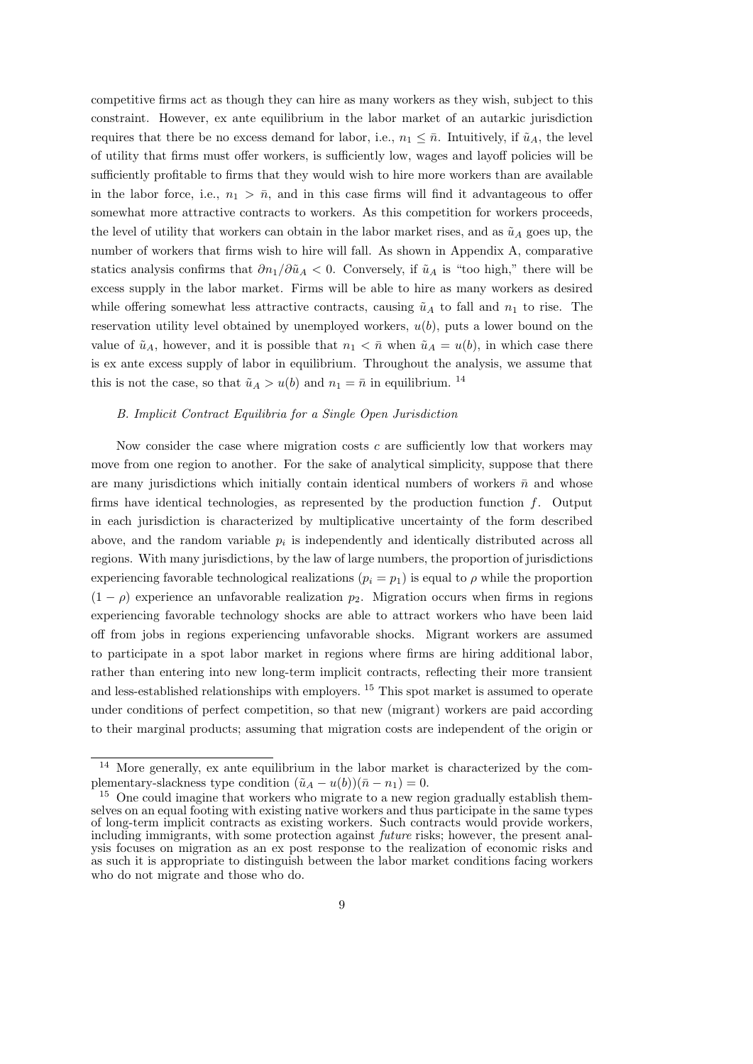competitive firms act as though they can hire as many workers as they wish, subject to this constraint. However, ex ante equilibrium in the labor market of an autarkic jurisdiction requires that there be no excess demand for labor, i.e., $n_1 \leq \bar{n}$. Intuitively, if $\tilde{u}_A$, the level of utility that firms must offer workers, is sufficiently low, wages and layoff policies will be sufficiently profitable to firms that they would wish to hire more workers than are available in the labor force, i.e., $n_1 > \bar{n}$, and in this case firms will find it advantageous to offer somewhat more attractive contracts to workers. As this competition for workers proceeds, the level of utility that workers can obtain in the labor market rises, and as $\tilde{u}_A$ goes up, the number of workers that firms wish to hire will fall. As shown in Appendix A, comparative statics analysis confirms that $\partial n_1 / \partial \tilde{u}_A < 0$. Conversely, if $\tilde{u}_A$ is "too high," there will be excess supply in the labor market. Firms will be able to hire as many workers as desired while offering somewhat less attractive contracts, causing $\tilde{u}_A$ to fall and $n_1$ to rise. The reservation utility level obtained by unemployed workers, $u(b)$, puts a lower bound on the value of $\tilde{u}_A$, however, and it is possible that $n_1 < \bar{n}$ when $\tilde{u}_A = u(b)$, in which case there is ex ante excess supply of labor in equilibrium. Throughout the analysis, we assume that this is not the case, so that $\tilde{u}_A > u(b)$ and $n_1 = \bar{n}$ in equilibrium. [14]

*B. Implicit Contract Equilibria for a Single Open Jurisdiction*

Now consider the case where migration costs $c$ are sufficiently low that workers may move from one region to another. For the sake of analytical simplicity, suppose that there are many jurisdictions which initially contain identical numbers of workers $\bar{n}$ and whose firms have identical technologies, as represented by the production function $f$. Output in each jurisdiction is characterized by multiplicative uncertainty of the form described above, and the random variable $p_i$ is independently and identically distributed across all regions. With many jurisdictions, by the law of large numbers, the proportion of jurisdictions experiencing favorable technological realizations ($p_i = p_1$) is equal to $\rho$ while the proportion $(1 - \rho)$ experience an unfavorable realization $p_2$. Migration occurs when firms in regions experiencing favorable technology shocks are able to attract workers who have been laid off from jobs in regions experiencing unfavorable shocks. Migrant workers are assumed to participate in a spot labor market in regions where firms are hiring additional labor, rather than entering into new long-term implicit contracts, reflecting their more transient and less-established relationships with employers. [15] This spot market is assumed to operate under conditions of perfect competition, so that new (migrant) workers are paid according to their marginal products; assuming that migration costs are independent of the origin or

[14] More generally, ex ante equilibrium in the labor market is characterized by the complementary-slackness type condition $(\tilde{u}_A - u(b))(\bar{n} - n_1) = 0$.

[15] One could imagine that workers who migrate to a new region gradually establish themselves on an equal footing with existing native workers and thus participate in the same types of long-term implicit contracts as existing workers. Such contracts would provide workers, including immigrants, with some protection against *future* risks; however, the present analysis focuses on migration as an ex post response to the realization of economic risks and as such it is appropriate to distinguish between the labor market conditions facing workers who do not migrate and those who do.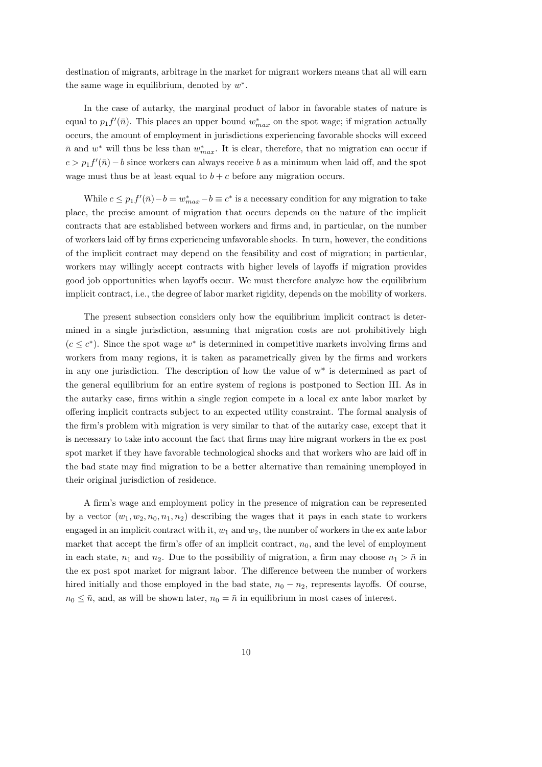destination of migrants, arbitrage in the market for migrant workers means that all will earn the same wage in equilibrium, denoted by $w^*$.

In the case of autarky, the marginal product of labor in favorable states of nature is equal to $p_1 f'(\bar{n})$. This places an upper bound $w^*_{max}$ on the spot wage; if migration actually occurs, the amount of employment in jurisdictions experiencing favorable shocks will exceed $\bar{n}$ and $w^*$ will thus be less than $w^*_{max}$. It is clear, therefore, that no migration can occur if $c > p_1 f'(\bar{n}) - b$ since workers can always receive $b$ as a minimum when laid off, and the spot wage must thus be at least equal to $b + c$ before any migration occurs.

While $c \leq p_1 f'(\bar{n}) - b = w^*_{max} - b \equiv c^*$ is a necessary condition for any migration to take place, the precise amount of migration that occurs depends on the nature of the implicit contracts that are established between workers and firms and, in particular, on the number of workers laid off by firms experiencing unfavorable shocks. In turn, however, the conditions of the implicit contract may depend on the feasibility and cost of migration; in particular, workers may willingly accept contracts with higher levels of layoffs if migration provides good job opportunities when layoffs occur. We must therefore analyze how the equilibrium implicit contract, i.e., the degree of labor market rigidity, depends on the mobility of workers.

The present subsection considers only how the equilibrium implicit contract is determined in a single jurisdiction, assuming that migration costs are not prohibitively high ($c \leq c^*$). Since the spot wage $w^*$ is determined in competitive markets involving firms and workers from many regions, it is taken as parametrically given by the firms and workers in any one jurisdiction. The description of how the value of w* is determined as part of the general equilibrium for an entire system of regions is postponed to Section III. As in the autarky case, firms within a single region compete in a local ex ante labor market by offering implicit contracts subject to an expected utility constraint. The formal analysis of the firm's problem with migration is very similar to that of the autarky case, except that it is necessary to take into account the fact that firms may hire migrant workers in the ex post spot market if they have favorable technological shocks and that workers who are laid off in the bad state may find migration to be a better alternative than remaining unemployed in their original jurisdiction of residence.

A firm's wage and employment policy in the presence of migration can be represented by a vector $(w_1, w_2, n_0, n_1, n_2)$ describing the wages that it pays in each state to workers engaged in an implicit contract with it, $w_1$ and $w_2$, the number of workers in the ex ante labor market that accept the firm's offer of an implicit contract, $n_0$, and the level of employment in each state, $n_1$ and $n_2$. Due to the possibility of migration, a firm may choose $n_1 > \bar{n}$ in the ex post spot market for migrant labor. The difference between the number of workers hired initially and those employed in the bad state, $n_0 - n_2$, represents layoffs. Of course, $n_0 \leq \bar{n}$, and, as will be shown later, $n_0 = \bar{n}$ in equilibrium in most cases of interest.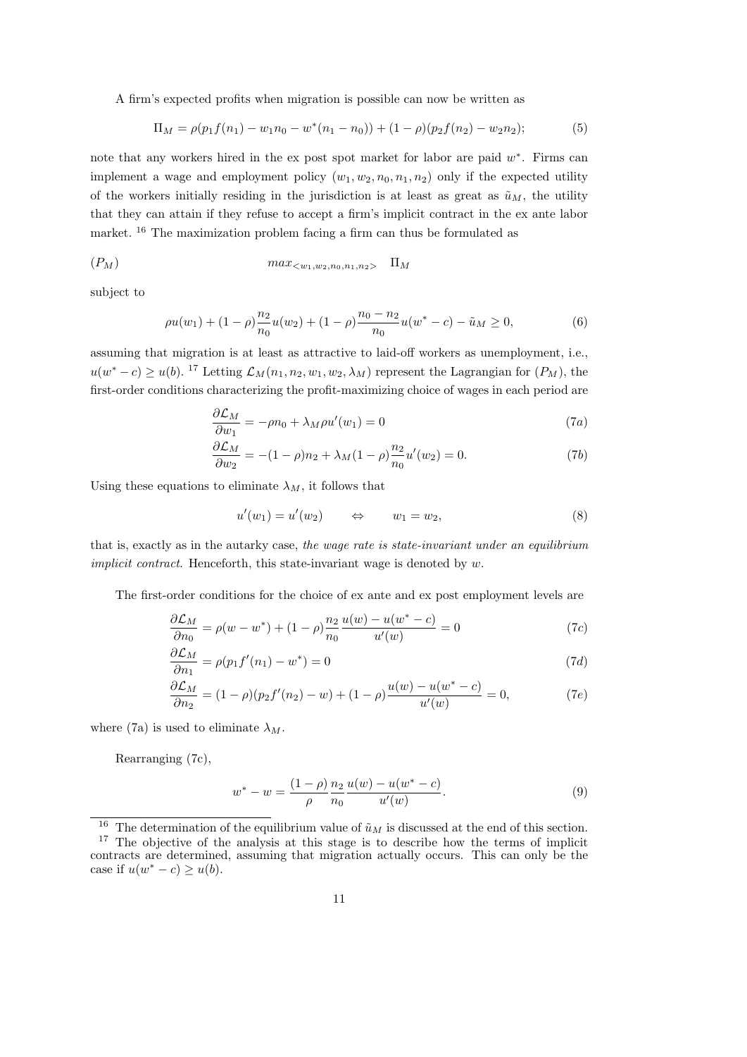A firm's expected profits when migration is possible can now be written as

$$\Pi_M = \rho(p_1 f(n_1) - w_1 n_0 - w^*(n_1 - n_0)) + (1-\rho)(p_2 f(n_2) - w_2 n_2); \tag{5}$$

note that any workers hired in the ex post spot market for labor are paid $w^*$. Firms can implement a wage and employment policy $(w_1, w_2, n_0, n_1, n_2)$ only if the expected utility of the workers initially residing in the jurisdiction is at least as great as $\tilde{u}_M$, the utility that they can attain if they refuse to accept a firm's implicit contract in the ex ante labor market. [16] The maximization problem facing a firm can thus be formulated as

$$(P_M) \qquad\qquad max_{<w_1, w_2, n_0, n_1, n_2>} \quad \Pi_M$$

subject to

$$\rho u(w_1) + (1-\rho)\frac{n_2}{n_0}u(w_2) + (1-\rho)\frac{n_0 - n_2}{n_0}u(w^* - c) - \tilde{u}_M \geq 0, \tag{6}$$

assuming that migration is at least as attractive to laid-off workers as unemployment, i.e., $u(w^* - c) \geq u(b)$. [17] Letting $\mathcal{L}_M(n_1, n_2, w_1, w_2, \lambda_M)$ represent the Lagrangian for $(P_M)$, the first-order conditions characterizing the profit-maximizing choice of wages in each period are

$$\frac{\partial \mathcal{L}_M}{\partial w_1} = -\rho n_0 + \lambda_M \rho u'(w_1) = 0 \tag{7a}$$

$$\frac{\partial \mathcal{L}_M}{\partial w_2} = -(1-\rho)n_2 + \lambda_M (1-\rho)\frac{n_2}{n_0}u'(w_2) = 0. \tag{7b}$$

Using these equations to eliminate $\lambda_M$, it follows that

$$u'(w_1) = u'(w_2) \qquad \Leftrightarrow \qquad w_1 = w_2, \tag{8}$$

that is, exactly as in the autarky case, *the wage rate is state-invariant under an equilibrium implicit contract*. Henceforth, this state-invariant wage is denoted by $w$.

The first-order conditions for the choice of ex ante and ex post employment levels are

$$\frac{\partial \mathcal{L}_M}{\partial n_0} = \rho(w - w^*) + (1-\rho)\frac{n_2}{n_0}\frac{u(w) - u(w^* - c)}{u'(w)} = 0 \tag{7c}$$

$$\frac{\partial \mathcal{L}_M}{\partial n_1} = \rho(p_1 f'(n_1) - w^*) = 0 \tag{7d}$$

$$\frac{\partial \mathcal{L}_M}{\partial n_2} = (1-\rho)(p_2 f'(n_2) - w) + (1-\rho)\frac{u(w) - u(w^* - c)}{u'(w)} = 0, \tag{7e}$$

where (7a) is used to eliminate $\lambda_M$.

Rearranging (7c),

$$w^* - w = \frac{(1-\rho)}{\rho}\frac{n_2}{n_0}\frac{u(w) - u(w^* - c)}{u'(w)}. \tag{9}$$

[16] The determination of the equilibrium value of $\tilde{u}_M$ is discussed at the end of this section.

[17] The objective of the analysis at this stage is to describe how the terms of implicit contracts are determined, assuming that migration actually occurs. This can only be the case if $u(w^* - c) \geq u(b)$.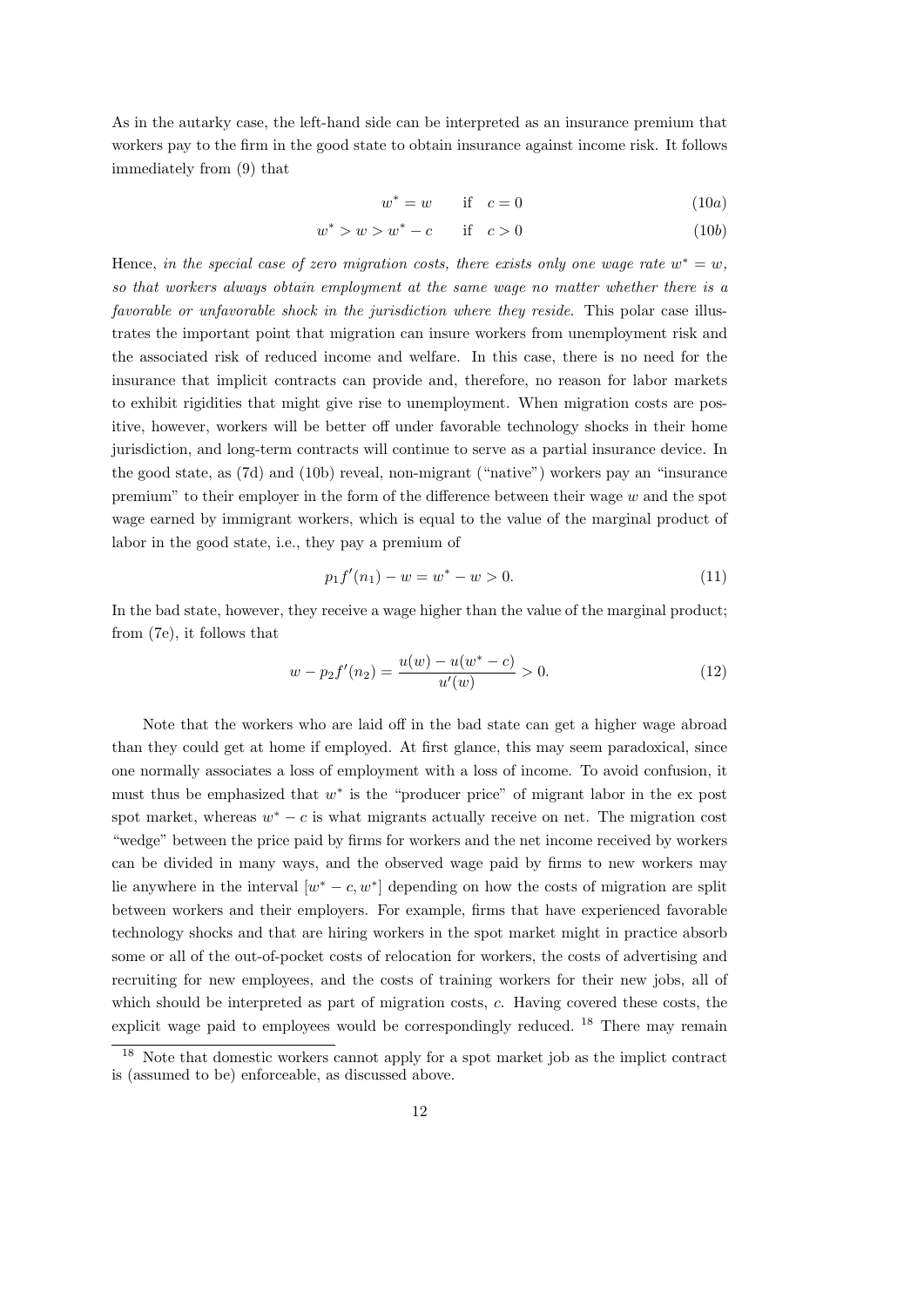As in the autarky case, the left-hand side can be interpreted as an insurance premium that workers pay to the firm in the good state to obtain insurance against income risk. It follows immediately from (9) that

$$w^* = w \qquad \text{if} \quad c = 0 \tag{10a}$$

$$w^* > w > w^* - c \qquad \text{if} \quad c > 0 \tag{10b}$$

Hence, *in the special case of zero migration costs, there exists only one wage rate $w^* = w$, so that workers always obtain employment at the same wage no matter whether there is a favorable or unfavorable shock in the jurisdiction where they reside*. This polar case illustrates the important point that migration can insure workers from unemployment risk and the associated risk of reduced income and welfare. In this case, there is no need for the insurance that implicit contracts can provide and, therefore, no reason for labor markets to exhibit rigidities that might give rise to unemployment. When migration costs are positive, however, workers will be better off under favorable technology shocks in their home jurisdiction, and long-term contracts will continue to serve as a partial insurance device. In the good state, as (7d) and (10b) reveal, non-migrant ("native") workers pay an "insurance premium" to their employer in the form of the difference between their wage $w$ and the spot wage earned by immigrant workers, which is equal to the value of the marginal product of labor in the good state, i.e., they pay a premium of

$$p_1 f'(n_1) - w = w^* - w > 0. \tag{11}$$

In the bad state, however, they receive a wage higher than the value of the marginal product; from (7e), it follows that

$$w - p_2 f'(n_2) = \frac{u(w) - u(w^* - c)}{u'(w)} > 0. \tag{12}$$

Note that the workers who are laid off in the bad state can get a higher wage abroad than they could get at home if employed. At first glance, this may seem paradoxical, since one normally associates a loss of employment with a loss of income. To avoid confusion, it must thus be emphasized that $w^*$ is the "producer price" of migrant labor in the ex post spot market, whereas $w^* - c$ is what migrants actually receive on net. The migration cost "wedge" between the price paid by firms for workers and the net income received by workers can be divided in many ways, and the observed wage paid by firms to new workers may lie anywhere in the interval $[w^* - c, w^*]$ depending on how the costs of migration are split between workers and their employers. For example, firms that have experienced favorable technology shocks and that are hiring workers in the spot market might in practice absorb some or all of the out-of-pocket costs of relocation for workers, the costs of advertising and recruiting for new employees, and the costs of training workers for their new jobs, all of which should be interpreted as part of migration costs, $c$. Having covered these costs, the explicit wage paid to employees would be correspondingly reduced. [18] There may remain

[18] Note that domestic workers cannot apply for a spot market job as the implict contract is (assumed to be) enforceable, as discussed above.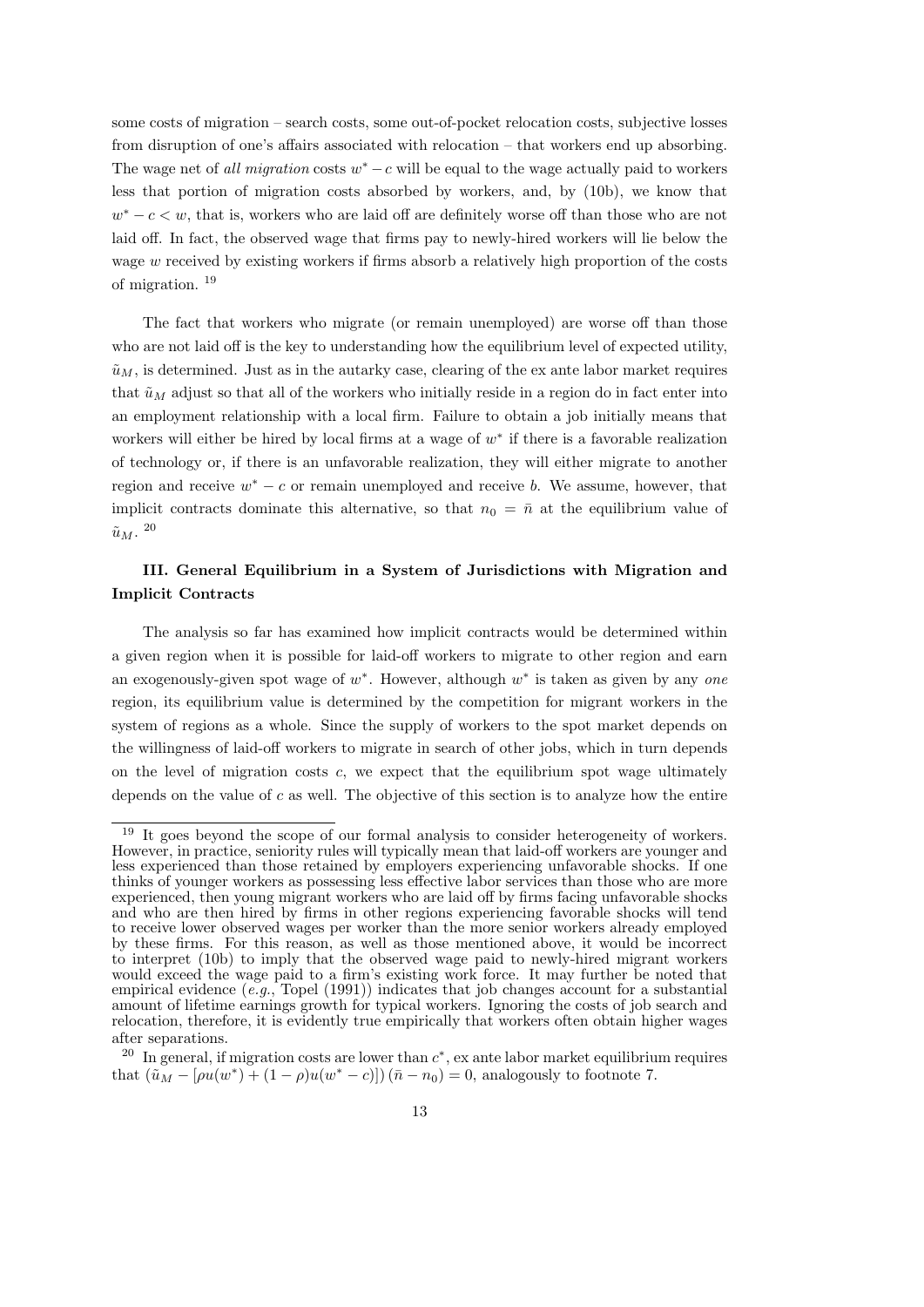some costs of migration – search costs, some out-of-pocket relocation costs, subjective losses from disruption of one's affairs associated with relocation – that workers end up absorbing. The wage net of *all migration* costs $w^* - c$ will be equal to the wage actually paid to workers less that portion of migration costs absorbed by workers, and, by (10b), we know that $w^* - c < w$, that is, workers who are laid off are definitely worse off than those who are not laid off. In fact, the observed wage that firms pay to newly-hired workers will lie below the wage $w$ received by existing workers if firms absorb a relatively high proportion of the costs of migration. [19]

The fact that workers who migrate (or remain unemployed) are worse off than those who are not laid off is the key to understanding how the equilibrium level of expected utility, $\tilde{u}_M$, is determined. Just as in the autarky case, clearing of the ex ante labor market requires that $\tilde{u}_M$ adjust so that all of the workers who initially reside in a region do in fact enter into an employment relationship with a local firm. Failure to obtain a job initially means that workers will either be hired by local firms at a wage of $w^*$ if there is a favorable realization of technology or, if there is an unfavorable realization, they will either migrate to another region and receive $w^* - c$ or remain unemployed and receive $b$. We assume, however, that implicit contracts dominate this alternative, so that $n_0 = \bar{n}$ at the equilibrium value of $\tilde{u}_M$. [20]

### III. General Equilibrium in a System of Jurisdictions with Migration and Implicit Contracts

The analysis so far has examined how implicit contracts would be determined within a given region when it is possible for laid-off workers to migrate to other region and earn an exogenously-given spot wage of $w^*$. However, although $w^*$ is taken as given by any *one* region, its equilibrium value is determined by the competition for migrant workers in the system of regions as a whole. Since the supply of workers to the spot market depends on the willingness of laid-off workers to migrate in search of other jobs, which in turn depends on the level of migration costs $c$, we expect that the equilibrium spot wage ultimately depends on the value of $c$ as well. The objective of this section is to analyze how the entire

---

[19] It goes beyond the scope of our formal analysis to consider heterogeneity of workers. However, in practice, seniority rules will typically mean that laid-off workers are younger and less experienced than those retained by employers experiencing unfavorable shocks. If one thinks of younger workers as possessing less effective labor services than those who are more experienced, then young migrant workers who are laid off by firms facing unfavorable shocks and who are then hired by firms in other regions experiencing favorable shocks will tend to receive lower observed wages per worker than the more senior workers already employed by these firms. For this reason, as well as those mentioned above, it would be incorrect to interpret (10b) to imply that the observed wage paid to newly-hired migrant workers would exceed the wage paid to a firm's existing work force. It may further be noted that empirical evidence (*e.g.*, Topel (1991)) indicates that job changes account for a substantial amount of lifetime earnings growth for typical workers. Ignoring the costs of job search and relocation, therefore, it is evidently true empirically that workers often obtain higher wages after separations.

[20] In general, if migration costs are lower than $c^*$, ex ante labor market equilibrium requires that $(\tilde{u}_M - [\rho u(w^*) + (1-\rho)u(w^* - c)])(\bar{n} - n_0) = 0$, analogously to footnote 7.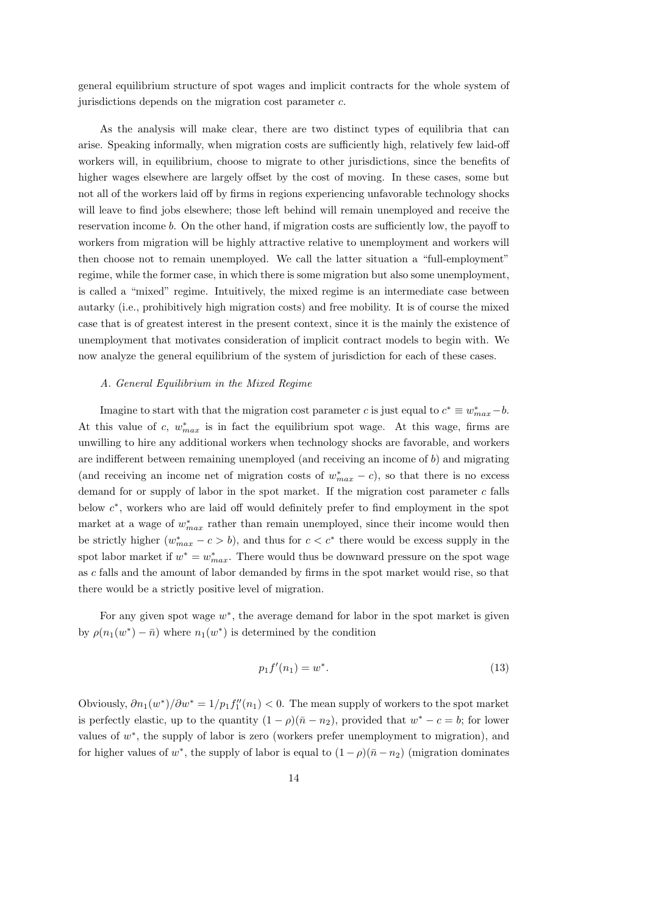general equilibrium structure of spot wages and implicit contracts for the whole system of jurisdictions depends on the migration cost parameter $c$.

As the analysis will make clear, there are two distinct types of equilibria that can arise. Speaking informally, when migration costs are sufficiently high, relatively few laid-off workers will, in equilibrium, choose to migrate to other jurisdictions, since the benefits of higher wages elsewhere are largely offset by the cost of moving. In these cases, some but not all of the workers laid off by firms in regions experiencing unfavorable technology shocks will leave to find jobs elsewhere; those left behind will remain unemployed and receive the reservation income $b$. On the other hand, if migration costs are sufficiently low, the payoff to workers from migration will be highly attractive relative to unemployment and workers will then choose not to remain unemployed. We call the latter situation a "full-employment" regime, while the former case, in which there is some migration but also some unemployment, is called a "mixed" regime. Intuitively, the mixed regime is an intermediate case between autarky (i.e., prohibitively high migration costs) and free mobility. It is of course the mixed case that is of greatest interest in the present context, since it is the mainly the existence of unemployment that motivates consideration of implicit contract models to begin with. We now analyze the general equilibrium of the system of jurisdiction for each of these cases.

*A. General Equilibrium in the Mixed Regime*

Imagine to start with that the migration cost parameter $c$ is just equal to $c^* \equiv w^*_{max} - b$. At this value of $c$, $w^*_{max}$ is in fact the equilibrium spot wage. At this wage, firms are unwilling to hire any additional workers when technology shocks are favorable, and workers are indifferent between remaining unemployed (and receiving an income of $b$) and migrating (and receiving an income net of migration costs of $w^*_{max} - c$), so that there is no excess demand for or supply of labor in the spot market. If the migration cost parameter $c$ falls below $c^*$, workers who are laid off would definitely prefer to find employment in the spot market at a wage of $w^*_{max}$ rather than remain unemployed, since their income would then be strictly higher ($w^*_{max} - c > b$), and thus for $c < c^*$ there would be excess supply in the spot labor market if $w^* = w^*_{max}$. There would thus be downward pressure on the spot wage as $c$ falls and the amount of labor demanded by firms in the spot market would rise, so that there would be a strictly positive level of migration.

For any given spot wage $w^*$, the average demand for labor in the spot market is given by $\rho(n_1(w^*) - \bar{n})$ where $n_1(w^*)$ is determined by the condition

$$p_1 f'(n_1) = w^*. \tag{13}$$

Obviously, $\partial n_1(w^*)/\partial w^* = 1/p_1 f_1''(n_1) < 0$. The mean supply of workers to the spot market is perfectly elastic, up to the quantity $(1 - \rho)(\bar{n} - n_2)$, provided that $w^* - c = b$; for lower values of $w^*$, the supply of labor is zero (workers prefer unemployment to migration), and for higher values of $w^*$, the supply of labor is equal to $(1 - \rho)(\bar{n} - n_2)$ (migration dominates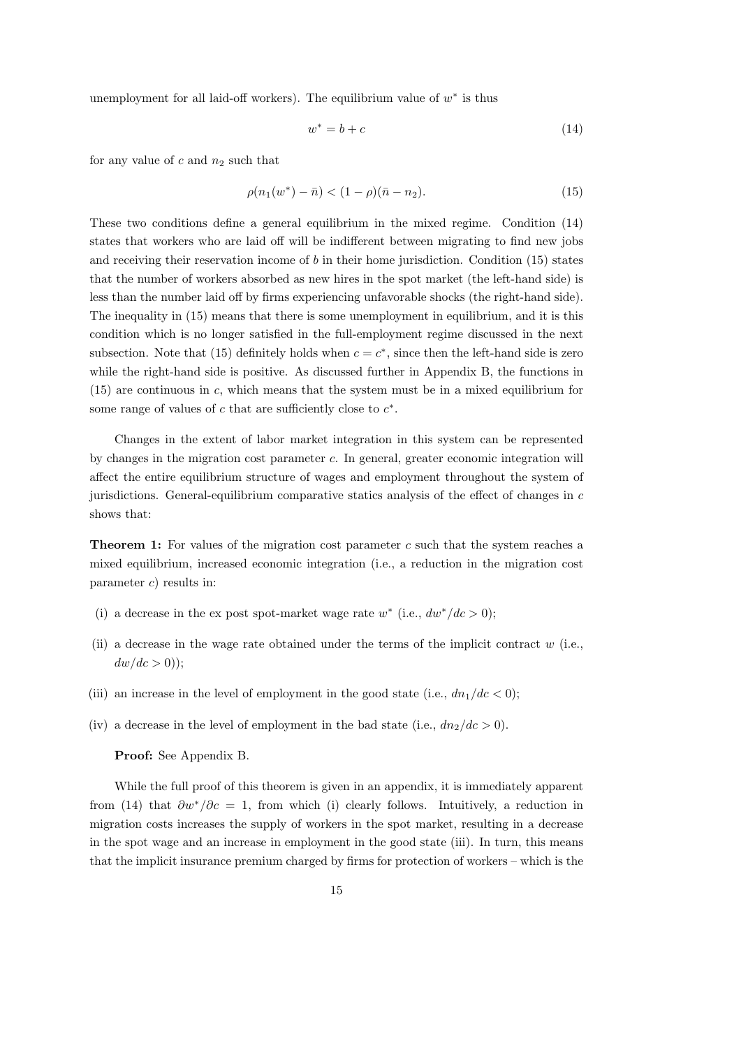unemployment for all laid-off workers). The equilibrium value of $w^*$ is thus

$$w^* = b + c \tag{14}$$

for any value of $c$ and $n_2$ such that

$$\rho(n_1(w^*) - \bar{n}) < (1 - \rho)(\bar{n} - n_2). \tag{15}$$

These two conditions define a general equilibrium in the mixed regime. Condition (14) states that workers who are laid off will be indifferent between migrating to find new jobs and receiving their reservation income of $b$ in their home jurisdiction. Condition (15) states that the number of workers absorbed as new hires in the spot market (the left-hand side) is less than the number laid off by firms experiencing unfavorable shocks (the right-hand side). The inequality in (15) means that there is some unemployment in equilibrium, and it is this condition which is no longer satisfied in the full-employment regime discussed in the next subsection. Note that (15) definitely holds when $c = c^*$, since then the left-hand side is zero while the right-hand side is positive. As discussed further in Appendix B, the functions in (15) are continuous in $c$, which means that the system must be in a mixed equilibrium for some range of values of $c$ that are sufficiently close to $c^*$.

Changes in the extent of labor market integration in this system can be represented by changes in the migration cost parameter $c$. In general, greater economic integration will affect the entire equilibrium structure of wages and employment throughout the system of jurisdictions. General-equilibrium comparative statics analysis of the effect of changes in $c$ shows that:

**Theorem 1:** For values of the migration cost parameter $c$ such that the system reaches a mixed equilibrium, increased economic integration (i.e., a reduction in the migration cost parameter $c$) results in:

(i) a decrease in the ex post spot-market wage rate $w^*$ (i.e., $dw^*/dc > 0$);

(ii) a decrease in the wage rate obtained under the terms of the implicit contract $w$ (i.e., $dw/dc > 0$));

(iii) an increase in the level of employment in the good state (i.e., $dn_1/dc < 0$);

(iv) a decrease in the level of employment in the bad state (i.e., $dn_2/dc > 0$).

**Proof:** See Appendix B.

While the full proof of this theorem is given in an appendix, it is immediately apparent from (14) that $\partial w^*/\partial c = 1$, from which (i) clearly follows. Intuitively, a reduction in migration costs increases the supply of workers in the spot market, resulting in a decrease in the spot wage and an increase in employment in the good state (iii). In turn, this means that the implicit insurance premium charged by firms for protection of workers – which is the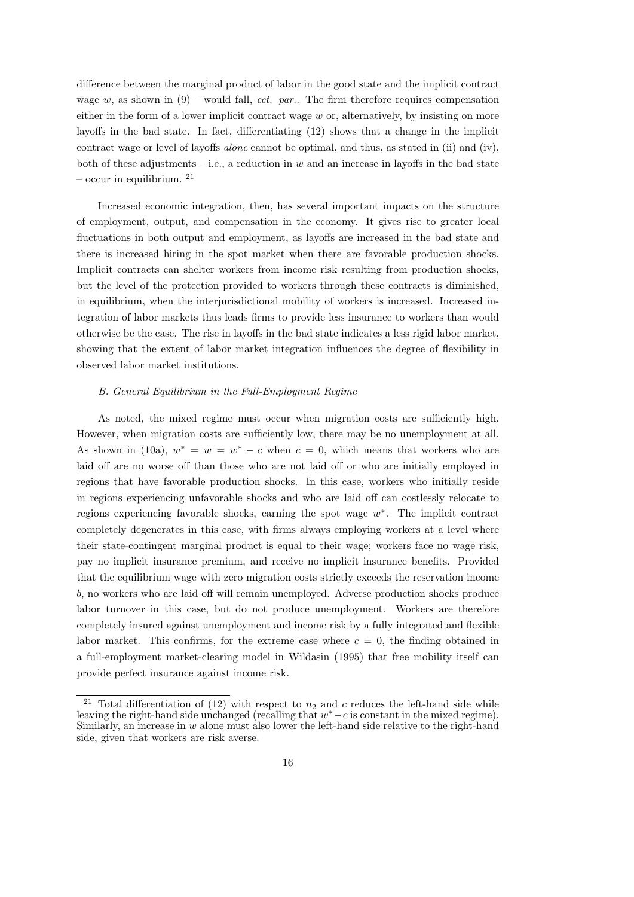difference between the marginal product of labor in the good state and the implicit contract wage $w$, as shown in (9) – would fall, *cet. par.*. The firm therefore requires compensation either in the form of a lower implicit contract wage $w$ or, alternatively, by insisting on more layoffs in the bad state. In fact, differentiating (12) shows that a change in the implicit contract wage or level of layoffs *alone* cannot be optimal, and thus, as stated in (ii) and (iv), both of these adjustments – i.e., a reduction in $w$ and an increase in layoffs in the bad state – occur in equilibrium. [21]

Increased economic integration, then, has several important impacts on the structure of employment, output, and compensation in the economy. It gives rise to greater local fluctuations in both output and employment, as layoffs are increased in the bad state and there is increased hiring in the spot market when there are favorable production shocks. Implicit contracts can shelter workers from income risk resulting from production shocks, but the level of the protection provided to workers through these contracts is diminished, in equilibrium, when the interjurisdictional mobility of workers is increased. Increased integration of labor markets thus leads firms to provide less insurance to workers than would otherwise be the case. The rise in layoffs in the bad state indicates a less rigid labor market, showing that the extent of labor market integration influences the degree of flexibility in observed labor market institutions.

*B. General Equilibrium in the Full-Employment Regime*

As noted, the mixed regime must occur when migration costs are sufficiently high. However, when migration costs are sufficiently low, there may be no unemployment at all. As shown in (10a), $w^* = w = w^* - c$ when $c = 0$, which means that workers who are laid off are no worse off than those who are not laid off or who are initially employed in regions that have favorable production shocks. In this case, workers who initially reside in regions experiencing unfavorable shocks and who are laid off can costlessly relocate to regions experiencing favorable shocks, earning the spot wage $w^*$. The implicit contract completely degenerates in this case, with firms always employing workers at a level where their state-contingent marginal product is equal to their wage; workers face no wage risk, pay no implicit insurance premium, and receive no implicit insurance benefits. Provided that the equilibrium wage with zero migration costs strictly exceeds the reservation income $b$, no workers who are laid off will remain unemployed. Adverse production shocks produce labor turnover in this case, but do not produce unemployment. Workers are therefore completely insured against unemployment and income risk by a fully integrated and flexible labor market. This confirms, for the extreme case where $c = 0$, the finding obtained in a full-employment market-clearing model in Wildasin (1995) that free mobility itself can provide perfect insurance against income risk.

[21] Total differentiation of (12) with respect to $n_2$ and $c$ reduces the left-hand side while leaving the right-hand side unchanged (recalling that $w^* - c$ is constant in the mixed regime). Similarly, an increase in $w$ alone must also lower the left-hand side relative to the right-hand side, given that workers are risk averse.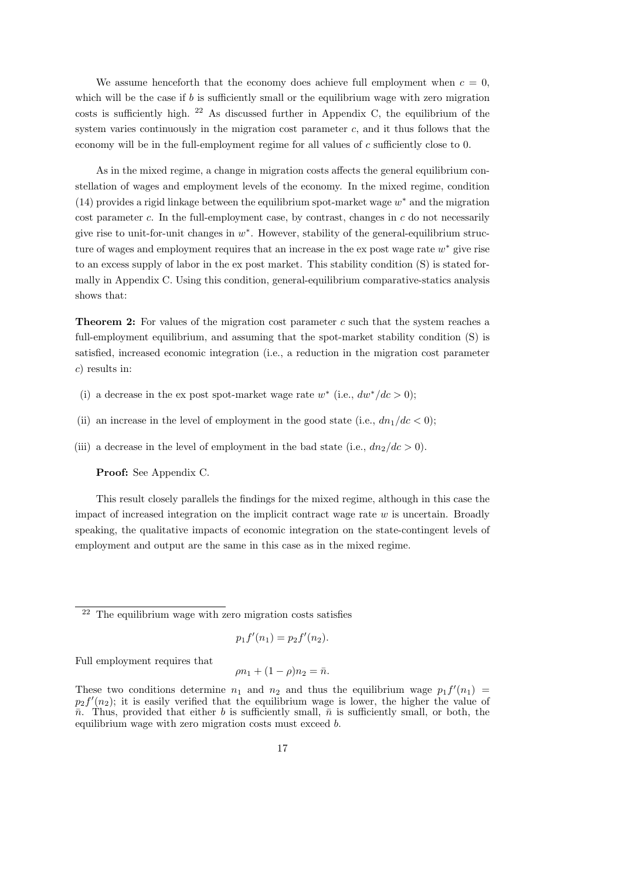We assume henceforth that the economy does achieve full employment when $c = 0$, which will be the case if $b$ is sufficiently small or the equilibrium wage with zero migration costs is sufficiently high. [22] As discussed further in Appendix C, the equilibrium of the system varies continuously in the migration cost parameter $c$, and it thus follows that the economy will be in the full-employment regime for all values of $c$ sufficiently close to 0.

As in the mixed regime, a change in migration costs affects the general equilibrium constellation of wages and employment levels of the economy. In the mixed regime, condition (14) provides a rigid linkage between the equilibrium spot-market wage $w^*$ and the migration cost parameter $c$. In the full-employment case, by contrast, changes in $c$ do not necessarily give rise to unit-for-unit changes in $w^*$. However, stability of the general-equilibrium structure of wages and employment requires that an increase in the ex post wage rate $w^*$ give rise to an excess supply of labor in the ex post market. This stability condition (S) is stated formally in Appendix C. Using this condition, general-equilibrium comparative-statics analysis shows that:

**Theorem 2:** For values of the migration cost parameter $c$ such that the system reaches a full-employment equilibrium, and assuming that the spot-market stability condition (S) is satisfied, increased economic integration (i.e., a reduction in the migration cost parameter $c$) results in:

(i) a decrease in the ex post spot-market wage rate $w^*$ (i.e., $dw^*/dc > 0$);

(ii) an increase in the level of employment in the good state (i.e., $dn_1/dc < 0$);

(iii) a decrease in the level of employment in the bad state (i.e., $dn_2/dc > 0$).

**Proof:** See Appendix C.

This result closely parallels the findings for the mixed regime, although in this case the impact of increased integration on the implicit contract wage rate $w$ is uncertain. Broadly speaking, the qualitative impacts of economic integration on the state-contingent levels of employment and output are the same in this case as in the mixed regime.

---

[22] The equilibrium wage with zero migration costs satisfies

$$p_1 f'(n_1) = p_2 f'(n_2).$$

Full employment requires that

$$\rho n_1 + (1 - \rho) n_2 = \bar{n}.$$

These two conditions determine $n_1$ and $n_2$ and thus the equilibrium wage $p_1 f'(n_1) = p_2 f'(n_2)$; it is easily verified that the equilibrium wage is lower, the higher the value of $\bar{n}$. Thus, provided that either $b$ is sufficiently small, $\bar{n}$ is sufficiently small, or both, the equilibrium wage with zero migration costs must exceed $b$.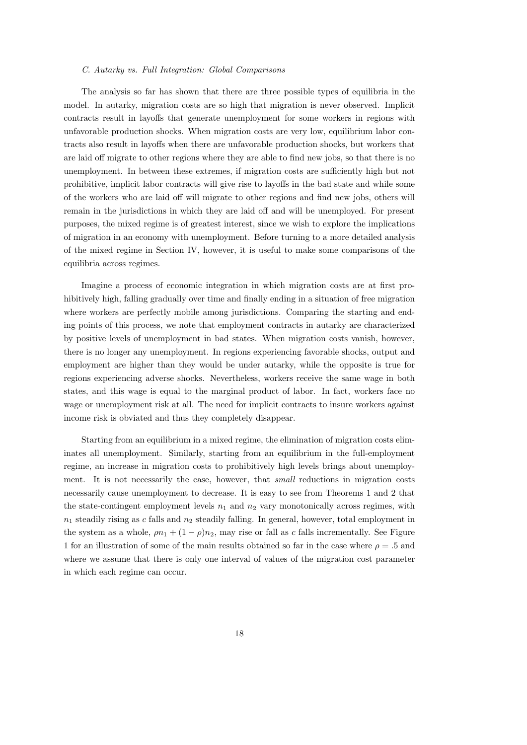### *C. Autarky vs. Full Integration: Global Comparisons*

The analysis so far has shown that there are three possible types of equilibria in the model. In autarky, migration costs are so high that migration is never observed. Implicit contracts result in layoffs that generate unemployment for some workers in regions with unfavorable production shocks. When migration costs are very low, equilibrium labor contracts also result in layoffs when there are unfavorable production shocks, but workers that are laid off migrate to other regions where they are able to find new jobs, so that there is no unemployment. In between these extremes, if migration costs are sufficiently high but not prohibitive, implicit labor contracts will give rise to layoffs in the bad state and while some of the workers who are laid off will migrate to other regions and find new jobs, others will remain in the jurisdictions in which they are laid off and will be unemployed. For present purposes, the mixed regime is of greatest interest, since we wish to explore the implications of migration in an economy with unemployment. Before turning to a more detailed analysis of the mixed regime in Section IV, however, it is useful to make some comparisons of the equilibria across regimes.

Imagine a process of economic integration in which migration costs are at first prohibitively high, falling gradually over time and finally ending in a situation of free migration where workers are perfectly mobile among jurisdictions. Comparing the starting and ending points of this process, we note that employment contracts in autarky are characterized by positive levels of unemployment in bad states. When migration costs vanish, however, there is no longer any unemployment. In regions experiencing favorable shocks, output and employment are higher than they would be under autarky, while the opposite is true for regions experiencing adverse shocks. Nevertheless, workers receive the same wage in both states, and this wage is equal to the marginal product of labor. In fact, workers face no wage or unemployment risk at all. The need for implicit contracts to insure workers against income risk is obviated and thus they completely disappear.

Starting from an equilibrium in a mixed regime, the elimination of migration costs eliminates all unemployment. Similarly, starting from an equilibrium in the full-employment regime, an increase in migration costs to prohibitively high levels brings about unemployment. It is not necessarily the case, however, that *small* reductions in migration costs necessarily cause unemployment to decrease. It is easy to see from Theorems 1 and 2 that the state-contingent employment levels $n_1$ and $n_2$ vary monotonically across regimes, with $n_1$ steadily rising as $c$ falls and $n_2$ steadily falling. In general, however, total employment in the system as a whole, $\rho n_1 + (1 - \rho)n_2$, may rise or fall as $c$ falls incrementally. See Figure 1 for an illustration of some of the main results obtained so far in the case where $\rho = .5$ and where we assume that there is only one interval of values of the migration cost parameter in which each regime can occur.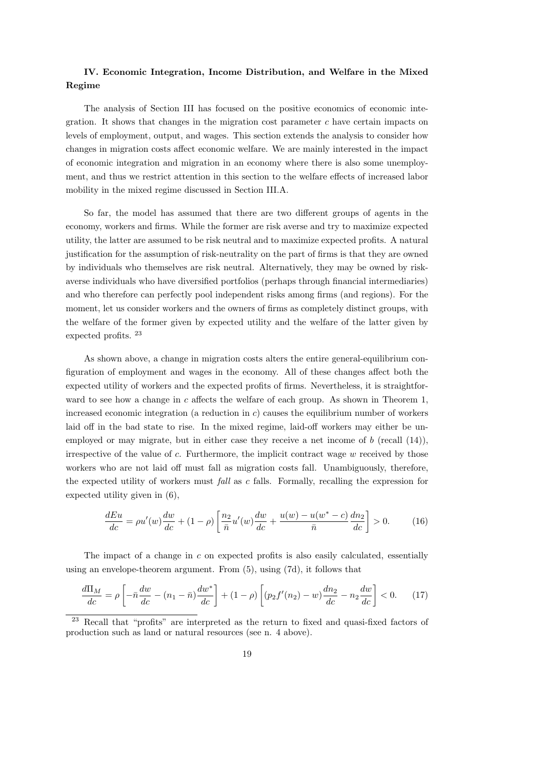### IV. Economic Integration, Income Distribution, and Welfare in the Mixed Regime

The analysis of Section III has focused on the positive economics of economic integration. It shows that changes in the migration cost parameter $c$ have certain impacts on levels of employment, output, and wages. This section extends the analysis to consider how changes in migration costs affect economic welfare. We are mainly interested in the impact of economic integration and migration in an economy where there is also some unemployment, and thus we restrict attention in this section to the welfare effects of increased labor mobility in the mixed regime discussed in Section III.A.

So far, the model has assumed that there are two different groups of agents in the economy, workers and firms. While the former are risk averse and try to maximize expected utility, the latter are assumed to be risk neutral and to maximize expected profits. A natural justification for the assumption of risk-neutrality on the part of firms is that they are owned by individuals who themselves are risk neutral. Alternatively, they may be owned by risk-averse individuals who have diversified portfolios (perhaps through financial intermediaries) and who therefore can perfectly pool independent risks among firms (and regions). For the moment, let us consider workers and the owners of firms as completely distinct groups, with the welfare of the former given by expected utility and the welfare of the latter given by expected profits. [23]

As shown above, a change in migration costs alters the entire general-equilibrium configuration of employment and wages in the economy. All of these changes affect both the expected utility of workers and the expected profits of firms. Nevertheless, it is straightforward to see how a change in $c$ affects the welfare of each group. As shown in Theorem 1, increased economic integration (a reduction in $c$) causes the equilibrium number of workers laid off in the bad state to rise. In the mixed regime, laid-off workers may either be unemployed or may migrate, but in either case they receive a net income of $b$ (recall (14)), irrespective of the value of $c$. Furthermore, the implicit contract wage $w$ received by those workers who are not laid off must fall as migration costs fall. Unambiguously, therefore, the expected utility of workers must *fall* as $c$ falls. Formally, recalling the expression for expected utility given in (6),

$$\frac{dEu}{dc} = \rho u'(w)\frac{dw}{dc} + (1-\rho)\left[\frac{n_2}{\bar{n}}u'(w)\frac{dw}{dc} + \frac{u(w) - u(w^* - c)}{\bar{n}}\frac{dn_2}{dc}\right] > 0. \tag{16}$$

The impact of a change in $c$ on expected profits is also easily calculated, essentially using an envelope-theorem argument. From (5), using (7d), it follows that

$$\frac{d\Pi_M}{dc} = \rho\left[-\bar{n}\frac{dw}{dc} - (n_1 - \bar{n})\frac{dw^*}{dc}\right] + (1-\rho)\left[(p_2 f'(n_2) - w)\frac{dn_2}{dc} - n_2\frac{dw}{dc}\right] < 0. \tag{17}$$

[23] Recall that "profits" are interpreted as the return to fixed and quasi-fixed factors of production such as land or natural resources (see n. 4 above).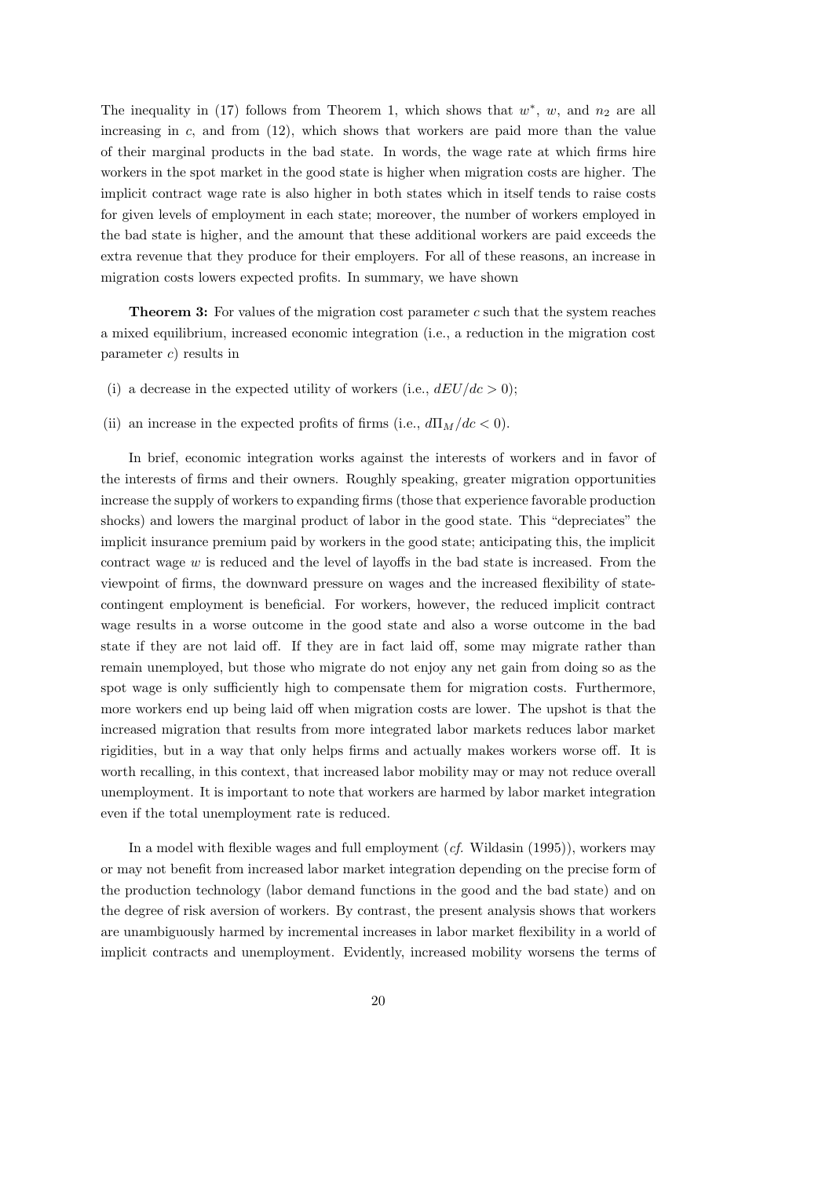The inequality in (17) follows from Theorem 1, which shows that $w^*$, $w$, and $n_2$ are all increasing in $c$, and from (12), which shows that workers are paid more than the value of their marginal products in the bad state. In words, the wage rate at which firms hire workers in the spot market in the good state is higher when migration costs are higher. The implicit contract wage rate is also higher in both states which in itself tends to raise costs for given levels of employment in each state; moreover, the number of workers employed in the bad state is higher, and the amount that these additional workers are paid exceeds the extra revenue that they produce for their employers. For all of these reasons, an increase in migration costs lowers expected profits. In summary, we have shown

**Theorem 3:** For values of the migration cost parameter $c$ such that the system reaches a mixed equilibrium, increased economic integration (i.e., a reduction in the migration cost parameter $c$) results in

(i) a decrease in the expected utility of workers (i.e., $dEU/dc > 0$);

(ii) an increase in the expected profits of firms (i.e., $d\Pi_M/dc < 0$).

In brief, economic integration works against the interests of workers and in favor of the interests of firms and their owners. Roughly speaking, greater migration opportunities increase the supply of workers to expanding firms (those that experience favorable production shocks) and lowers the marginal product of labor in the good state. This "depreciates" the implicit insurance premium paid by workers in the good state; anticipating this, the implicit contract wage $w$ is reduced and the level of layoffs in the bad state is increased. From the viewpoint of firms, the downward pressure on wages and the increased flexibility of state-contingent employment is beneficial. For workers, however, the reduced implicit contract wage results in a worse outcome in the good state and also a worse outcome in the bad state if they are not laid off. If they are in fact laid off, some may migrate rather than remain unemployed, but those who migrate do not enjoy any net gain from doing so as the spot wage is only sufficiently high to compensate them for migration costs. Furthermore, more workers end up being laid off when migration costs are lower. The upshot is that the increased migration that results from more integrated labor markets reduces labor market rigidities, but in a way that only helps firms and actually makes workers worse off. It is worth recalling, in this context, that increased labor mobility may or may not reduce overall unemployment. It is important to note that workers are harmed by labor market integration even if the total unemployment rate is reduced.

In a model with flexible wages and full employment (*cf.* Wildasin (1995)), workers may or may not benefit from increased labor market integration depending on the precise form of the production technology (labor demand functions in the good and the bad state) and on the degree of risk aversion of workers. By contrast, the present analysis shows that workers are unambiguously harmed by incremental increases in labor market flexibility in a world of implicit contracts and unemployment. Evidently, increased mobility worsens the terms of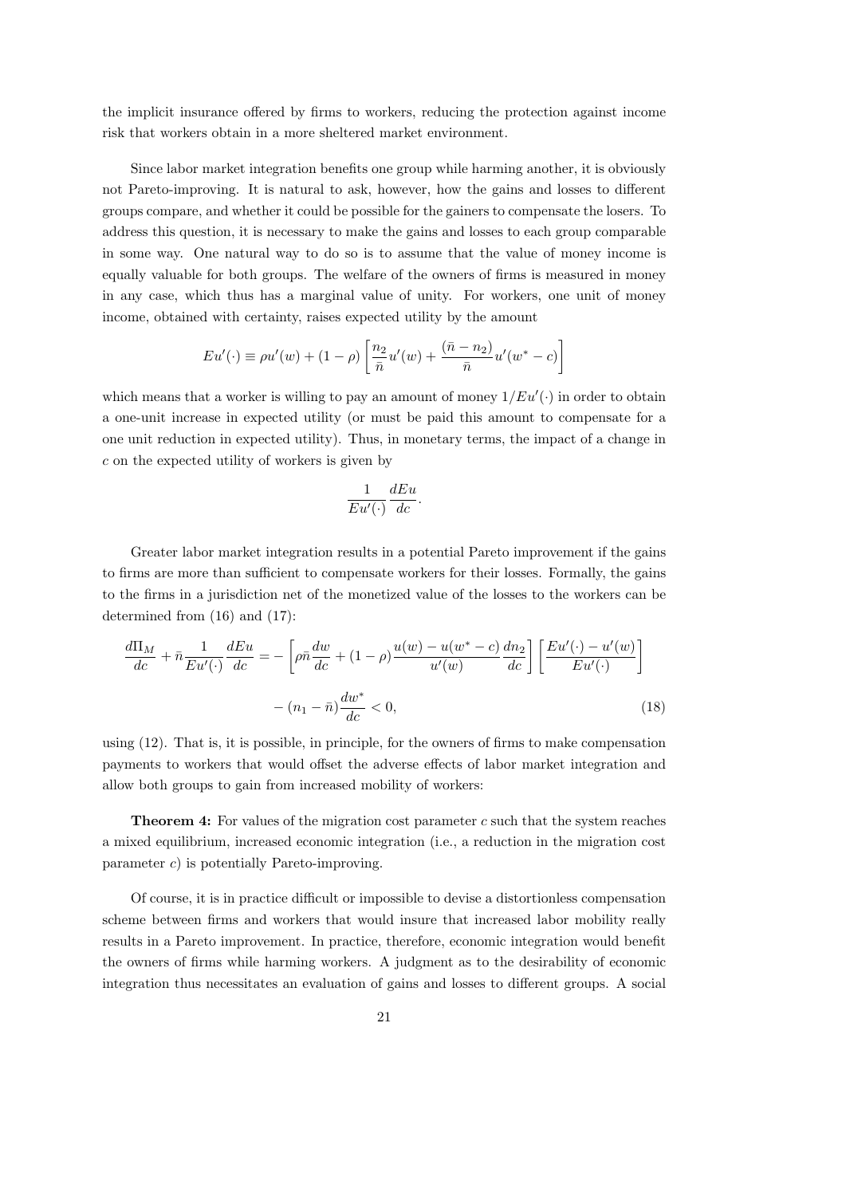the implicit insurance offered by firms to workers, reducing the protection against income risk that workers obtain in a more sheltered market environment.

Since labor market integration benefits one group while harming another, it is obviously not Pareto-improving. It is natural to ask, however, how the gains and losses to different groups compare, and whether it could be possible for the gainers to compensate the losers. To address this question, it is necessary to make the gains and losses to each group comparable in some way. One natural way to do so is to assume that the value of money income is equally valuable for both groups. The welfare of the owners of firms is measured in money in any case, which thus has a marginal value of unity. For workers, one unit of money income, obtained with certainty, raises expected utility by the amount

$$Eu'(\cdot) \equiv \rho u'(w) + (1-\rho)\left[\frac{n_2}{\bar{n}}u'(w) + \frac{(\bar{n}-n_2)}{\bar{n}}u'(w^* - c)\right]$$

which means that a worker is willing to pay an amount of money $1/Eu'(\cdot)$ in order to obtain a one-unit increase in expected utility (or must be paid this amount to compensate for a one unit reduction in expected utility). Thus, in monetary terms, the impact of a change in $c$ on the expected utility of workers is given by

$$\frac{1}{Eu'(\cdot)}\frac{dEu}{dc}.$$

Greater labor market integration results in a potential Pareto improvement if the gains to firms are more than sufficient to compensate workers for their losses. Formally, the gains to the firms in a jurisdiction net of the monetized value of the losses to the workers can be determined from (16) and (17):

$$\frac{d\Pi_M}{dc} + \bar{n}\frac{1}{Eu'(\cdot)}\frac{dEu}{dc} = -\left[\rho\bar{n}\frac{dw}{dc} + (1-\rho)\frac{u(w)-u(w^*-c)}{u'(w)}\frac{dn_2}{dc}\right]\left[\frac{Eu'(\cdot)-u'(w)}{Eu'(\cdot)}\right]$$

$$-(n_1 - \bar{n})\frac{dw^*}{dc} < 0, \tag{18}$$

using (12). That is, it is possible, in principle, for the owners of firms to make compensation payments to workers that would offset the adverse effects of labor market integration and allow both groups to gain from increased mobility of workers:

**Theorem 4:** For values of the migration cost parameter $c$ such that the system reaches a mixed equilibrium, increased economic integration (i.e., a reduction in the migration cost parameter $c$) is potentially Pareto-improving.

Of course, it is in practice difficult or impossible to devise a distortionless compensation scheme between firms and workers that would insure that increased labor mobility really results in a Pareto improvement. In practice, therefore, economic integration would benefit the owners of firms while harming workers. A judgment as to the desirability of economic integration thus necessitates an evaluation of gains and losses to different groups. A social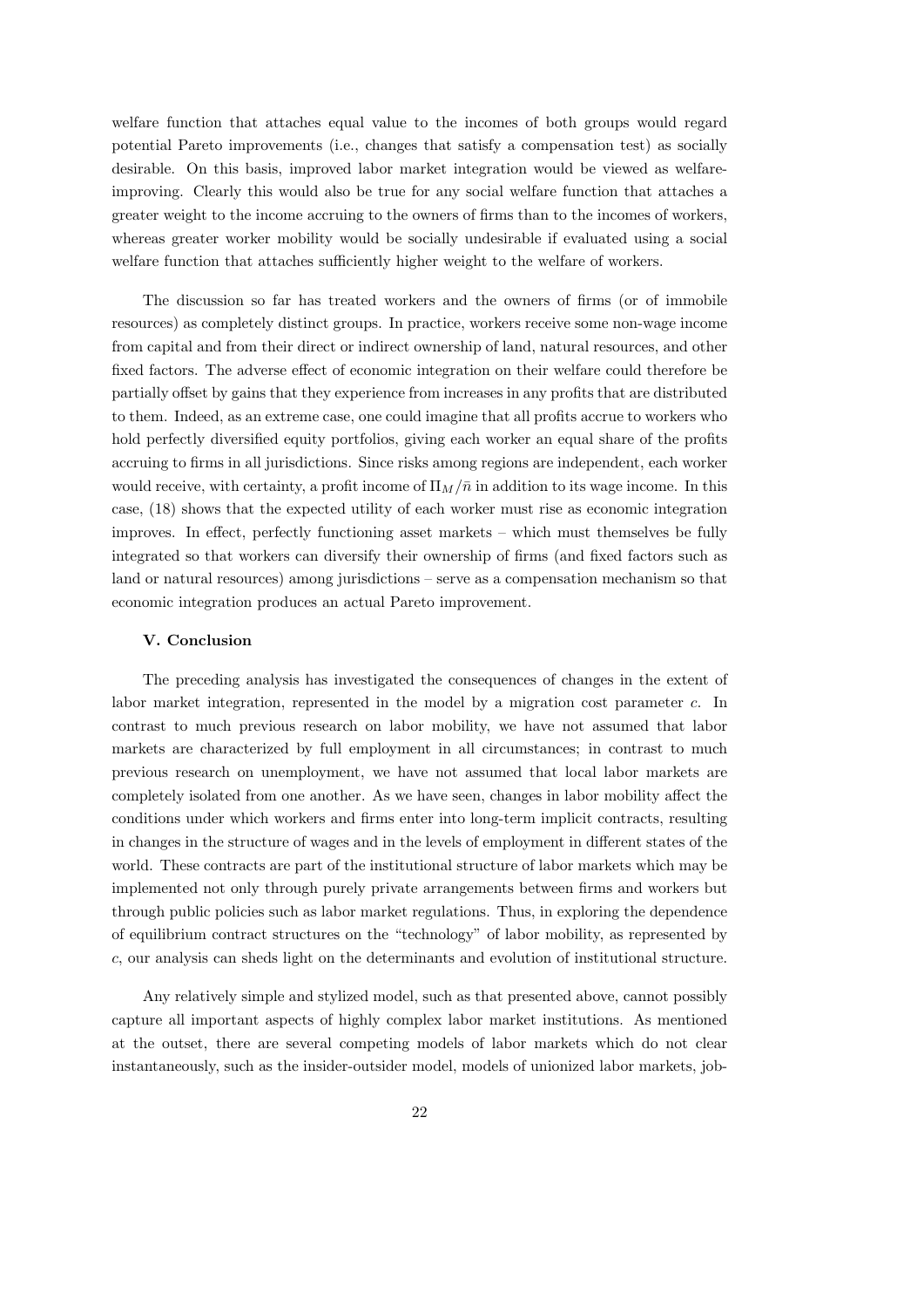welfare function that attaches equal value to the incomes of both groups would regard potential Pareto improvements (i.e., changes that satisfy a compensation test) as socially desirable. On this basis, improved labor market integration would be viewed as welfare-improving. Clearly this would also be true for any social welfare function that attaches a greater weight to the income accruing to the owners of firms than to the incomes of workers, whereas greater worker mobility would be socially undesirable if evaluated using a social welfare function that attaches sufficiently higher weight to the welfare of workers.

The discussion so far has treated workers and the owners of firms (or of immobile resources) as completely distinct groups. In practice, workers receive some non-wage income from capital and from their direct or indirect ownership of land, natural resources, and other fixed factors. The adverse effect of economic integration on their welfare could therefore be partially offset by gains that they experience from increases in any profits that are distributed to them. Indeed, as an extreme case, one could imagine that all profits accrue to workers who hold perfectly diversified equity portfolios, giving each worker an equal share of the profits accruing to firms in all jurisdictions. Since risks among regions are independent, each worker would receive, with certainty, a profit income of $\Pi_M/\bar{n}$ in addition to its wage income. In this case, (18) shows that the expected utility of each worker must rise as economic integration improves. In effect, perfectly functioning asset markets – which must themselves be fully integrated so that workers can diversify their ownership of firms (and fixed factors such as land or natural resources) among jurisdictions – serve as a compensation mechanism so that economic integration produces an actual Pareto improvement.

## V. Conclusion

The preceding analysis has investigated the consequences of changes in the extent of labor market integration, represented in the model by a migration cost parameter $c$. In contrast to much previous research on labor mobility, we have not assumed that labor markets are characterized by full employment in all circumstances; in contrast to much previous research on unemployment, we have not assumed that local labor markets are completely isolated from one another. As we have seen, changes in labor mobility affect the conditions under which workers and firms enter into long-term implicit contracts, resulting in changes in the structure of wages and in the levels of employment in different states of the world. These contracts are part of the institutional structure of labor markets which may be implemented not only through purely private arrangements between firms and workers but through public policies such as labor market regulations. Thus, in exploring the dependence of equilibrium contract structures on the "technology" of labor mobility, as represented by $c$, our analysis can sheds light on the determinants and evolution of institutional structure.

Any relatively simple and stylized model, such as that presented above, cannot possibly capture all important aspects of highly complex labor market institutions. As mentioned at the outset, there are several competing models of labor markets which do not clear instantaneously, such as the insider-outsider model, models of unionized labor markets, job-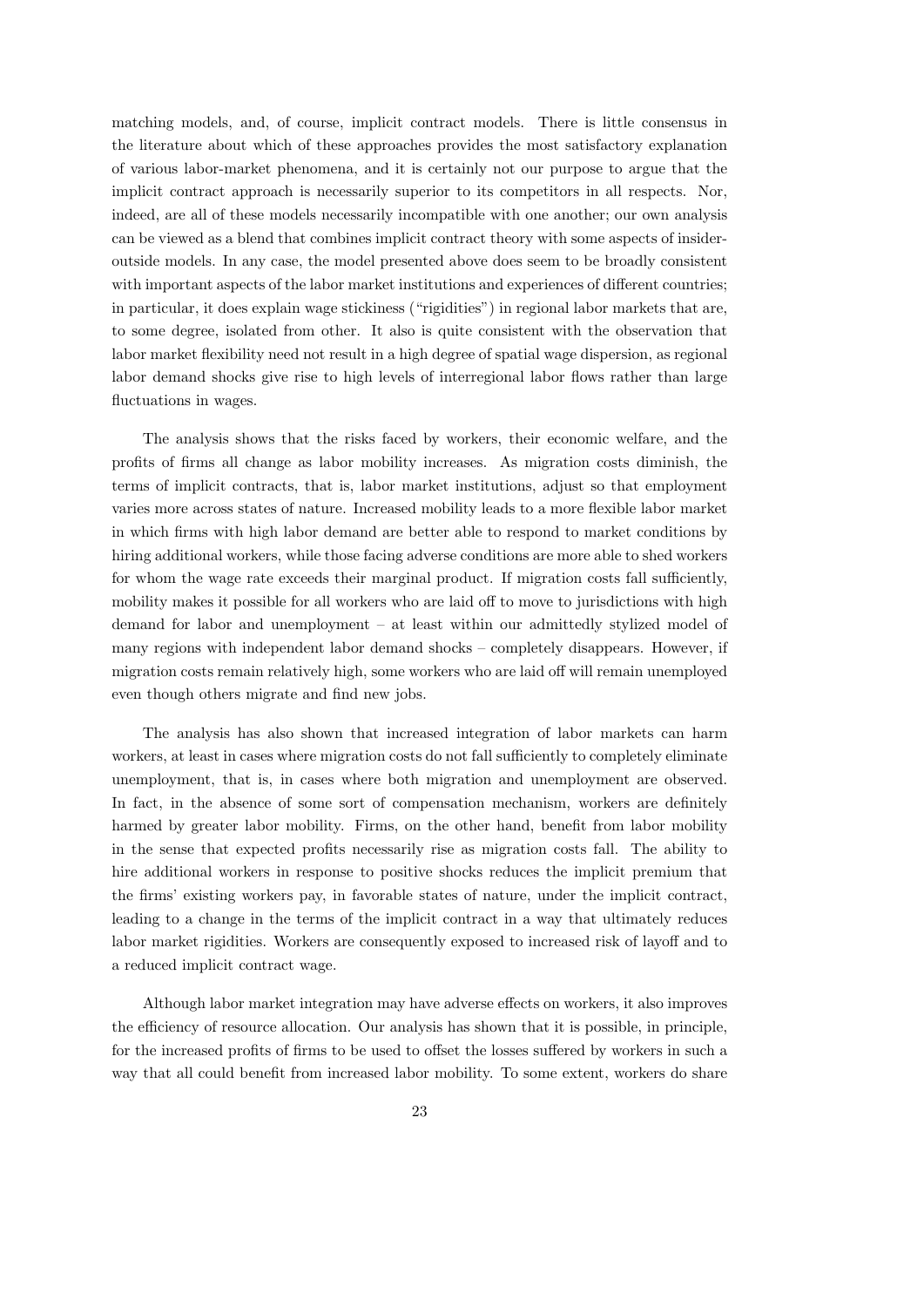matching models, and, of course, implicit contract models. There is little consensus in the literature about which of these approaches provides the most satisfactory explanation of various labor-market phenomena, and it is certainly not our purpose to argue that the implicit contract approach is necessarily superior to its competitors in all respects. Nor, indeed, are all of these models necessarily incompatible with one another; our own analysis can be viewed as a blend that combines implicit contract theory with some aspects of insider-outside models. In any case, the model presented above does seem to be broadly consistent with important aspects of the labor market institutions and experiences of different countries; in particular, it does explain wage stickiness ("rigidities") in regional labor markets that are, to some degree, isolated from other. It also is quite consistent with the observation that labor market flexibility need not result in a high degree of spatial wage dispersion, as regional labor demand shocks give rise to high levels of interregional labor flows rather than large fluctuations in wages.

The analysis shows that the risks faced by workers, their economic welfare, and the profits of firms all change as labor mobility increases. As migration costs diminish, the terms of implicit contracts, that is, labor market institutions, adjust so that employment varies more across states of nature. Increased mobility leads to a more flexible labor market in which firms with high labor demand are better able to respond to market conditions by hiring additional workers, while those facing adverse conditions are more able to shed workers for whom the wage rate exceeds their marginal product. If migration costs fall sufficiently, mobility makes it possible for all workers who are laid off to move to jurisdictions with high demand for labor and unemployment – at least within our admittedly stylized model of many regions with independent labor demand shocks – completely disappears. However, if migration costs remain relatively high, some workers who are laid off will remain unemployed even though others migrate and find new jobs.

The analysis has also shown that increased integration of labor markets can harm workers, at least in cases where migration costs do not fall sufficiently to completely eliminate unemployment, that is, in cases where both migration and unemployment are observed. In fact, in the absence of some sort of compensation mechanism, workers are definitely harmed by greater labor mobility. Firms, on the other hand, benefit from labor mobility in the sense that expected profits necessarily rise as migration costs fall. The ability to hire additional workers in response to positive shocks reduces the implicit premium that the firms' existing workers pay, in favorable states of nature, under the implicit contract, leading to a change in the terms of the implicit contract in a way that ultimately reduces labor market rigidities. Workers are consequently exposed to increased risk of layoff and to a reduced implicit contract wage.

Although labor market integration may have adverse effects on workers, it also improves the efficiency of resource allocation. Our analysis has shown that it is possible, in principle, for the increased profits of firms to be used to offset the losses suffered by workers in such a way that all could benefit from increased labor mobility. To some extent, workers do share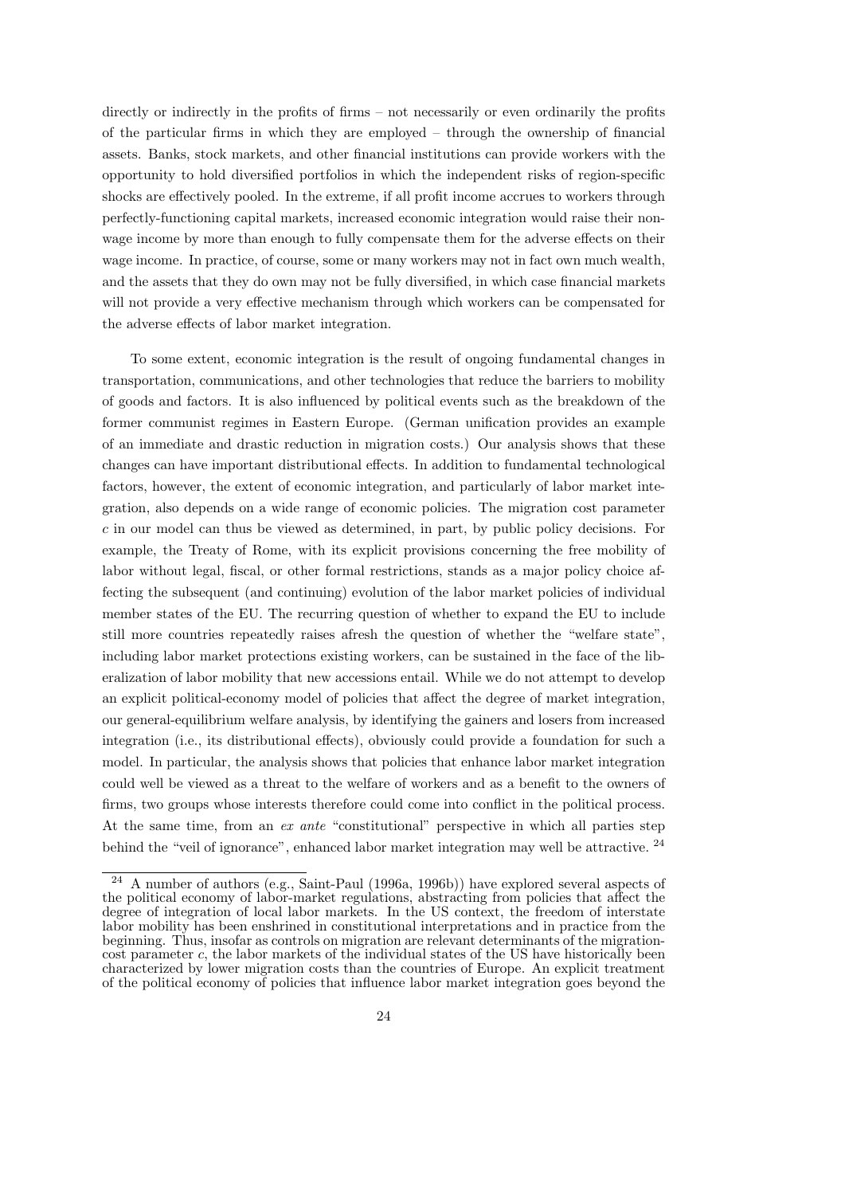directly or indirectly in the profits of firms – not necessarily or even ordinarily the profits of the particular firms in which they are employed – through the ownership of financial assets. Banks, stock markets, and other financial institutions can provide workers with the opportunity to hold diversified portfolios in which the independent risks of region-specific shocks are effectively pooled. In the extreme, if all profit income accrues to workers through perfectly-functioning capital markets, increased economic integration would raise their non-wage income by more than enough to fully compensate them for the adverse effects on their wage income. In practice, of course, some or many workers may not in fact own much wealth, and the assets that they do own may not be fully diversified, in which case financial markets will not provide a very effective mechanism through which workers can be compensated for the adverse effects of labor market integration.

To some extent, economic integration is the result of ongoing fundamental changes in transportation, communications, and other technologies that reduce the barriers to mobility of goods and factors. It is also influenced by political events such as the breakdown of the former communist regimes in Eastern Europe. (German unification provides an example of an immediate and drastic reduction in migration costs.) Our analysis shows that these changes can have important distributional effects. In addition to fundamental technological factors, however, the extent of economic integration, and particularly of labor market integration, also depends on a wide range of economic policies. The migration cost parameter $c$ in our model can thus be viewed as determined, in part, by public policy decisions. For example, the Treaty of Rome, with its explicit provisions concerning the free mobility of labor without legal, fiscal, or other formal restrictions, stands as a major policy choice affecting the subsequent (and continuing) evolution of the labor market policies of individual member states of the EU. The recurring question of whether to expand the EU to include still more countries repeatedly raises afresh the question of whether the "welfare state", including labor market protections existing workers, can be sustained in the face of the liberalization of labor mobility that new accessions entail. While we do not attempt to develop an explicit political-economy model of policies that affect the degree of market integration, our general-equilibrium welfare analysis, by identifying the gainers and losers from increased integration (i.e., its distributional effects), obviously could provide a foundation for such a model. In particular, the analysis shows that policies that enhance labor market integration could well be viewed as a threat to the welfare of workers and as a benefit to the owners of firms, two groups whose interests therefore could come into conflict in the political process. At the same time, from an *ex ante* "constitutional" perspective in which all parties step behind the "veil of ignorance", enhanced labor market integration may well be attractive. [24]

[24] A number of authors (e.g., Saint-Paul (1996a, 1996b)) have explored several aspects of the political economy of labor-market regulations, abstracting from policies that affect the degree of integration of local labor markets. In the US context, the freedom of interstate labor mobility has been enshrined in constitutional interpretations and in practice from the beginning. Thus, insofar as controls on migration are relevant determinants of the migration-cost parameter $c$, the labor markets of the individual states of the US have historically been characterized by lower migration costs than the countries of Europe. An explicit treatment of the political economy of policies that influence labor market integration goes beyond the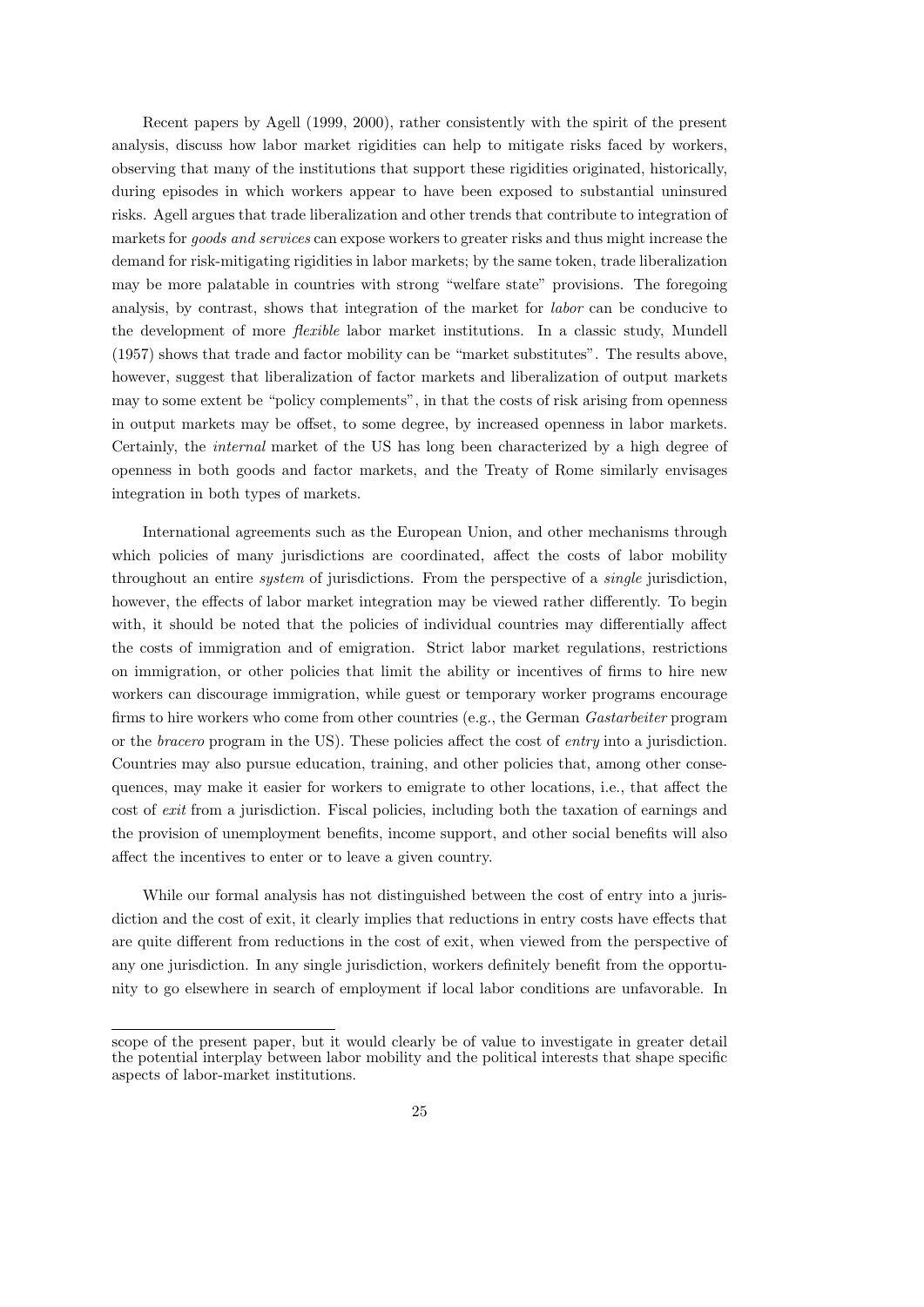Recent papers by Agell (1999, 2000), rather consistently with the spirit of the present analysis, discuss how labor market rigidities can help to mitigate risks faced by workers, observing that many of the institutions that support these rigidities originated, historically, during episodes in which workers appear to have been exposed to substantial uninsured risks. Agell argues that trade liberalization and other trends that contribute to integration of markets for *goods and services* can expose workers to greater risks and thus might increase the demand for risk-mitigating rigidities in labor markets; by the same token, trade liberalization may be more palatable in countries with strong "welfare state" provisions. The foregoing analysis, by contrast, shows that integration of the market for *labor* can be conducive to the development of more *flexible* labor market institutions. In a classic study, Mundell (1957) shows that trade and factor mobility can be "market substitutes". The results above, however, suggest that liberalization of factor markets and liberalization of output markets may to some extent be "policy complements", in that the costs of risk arising from openness in output markets may be offset, to some degree, by increased openness in labor markets. Certainly, the *internal* market of the US has long been characterized by a high degree of openness in both goods and factor markets, and the Treaty of Rome similarly envisages integration in both types of markets.

International agreements such as the European Union, and other mechanisms through which policies of many jurisdictions are coordinated, affect the costs of labor mobility throughout an entire *system* of jurisdictions. From the perspective of a *single* jurisdiction, however, the effects of labor market integration may be viewed rather differently. To begin with, it should be noted that the policies of individual countries may differentially affect the costs of immigration and of emigration. Strict labor market regulations, restrictions on immigration, or other policies that limit the ability or incentives of firms to hire new workers can discourage immigration, while guest or temporary worker programs encourage firms to hire workers who come from other countries (e.g., the German *Gastarbeiter* program or the *bracero* program in the US). These policies affect the cost of *entry* into a jurisdiction. Countries may also pursue education, training, and other policies that, among other consequences, may make it easier for workers to emigrate to other locations, i.e., that affect the cost of *exit* from a jurisdiction. Fiscal policies, including both the taxation of earnings and the provision of unemployment benefits, income support, and other social benefits will also affect the incentives to enter or to leave a given country.

While our formal analysis has not distinguished between the cost of entry into a jurisdiction and the cost of exit, it clearly implies that reductions in entry costs have effects that are quite different from reductions in the cost of exit, when viewed from the perspective of any one jurisdiction. In any single jurisdiction, workers definitely benefit from the opportunity to go elsewhere in search of employment if local labor conditions are unfavorable. In

scope of the present paper, but it would clearly be of value to investigate in greater detail the potential interplay between labor mobility and the political interests that shape specific aspects of labor-market institutions.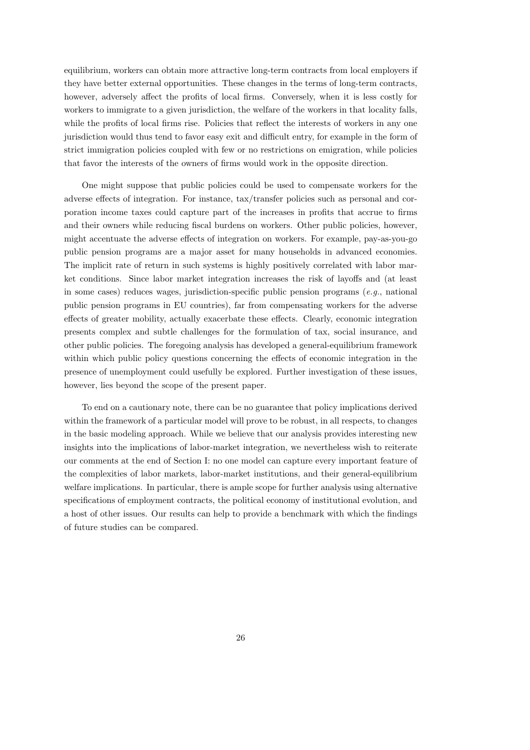equilibrium, workers can obtain more attractive long-term contracts from local employers if they have better external opportunities. These changes in the terms of long-term contracts, however, adversely affect the profits of local firms. Conversely, when it is less costly for workers to immigrate to a given jurisdiction, the welfare of the workers in that locality falls, while the profits of local firms rise. Policies that reflect the interests of workers in any one jurisdiction would thus tend to favor easy exit and difficult entry, for example in the form of strict immigration policies coupled with few or no restrictions on emigration, while policies that favor the interests of the owners of firms would work in the opposite direction.

One might suppose that public policies could be used to compensate workers for the adverse effects of integration. For instance, tax/transfer policies such as personal and corporation income taxes could capture part of the increases in profits that accrue to firms and their owners while reducing fiscal burdens on workers. Other public policies, however, might accentuate the adverse effects of integration on workers. For example, pay-as-you-go public pension programs are a major asset for many households in advanced economies. The implicit rate of return in such systems is highly positively correlated with labor market conditions. Since labor market integration increases the risk of layoffs and (at least in some cases) reduces wages, jurisdiction-specific public pension programs (*e.g.*, national public pension programs in EU countries), far from compensating workers for the adverse effects of greater mobility, actually exacerbate these effects. Clearly, economic integration presents complex and subtle challenges for the formulation of tax, social insurance, and other public policies. The foregoing analysis has developed a general-equilibrium framework within which public policy questions concerning the effects of economic integration in the presence of unemployment could usefully be explored. Further investigation of these issues, however, lies beyond the scope of the present paper.

To end on a cautionary note, there can be no guarantee that policy implications derived within the framework of a particular model will prove to be robust, in all respects, to changes in the basic modeling approach. While we believe that our analysis provides interesting new insights into the implications of labor-market integration, we nevertheless wish to reiterate our comments at the end of Section I: no one model can capture every important feature of the complexities of labor markets, labor-market institutions, and their general-equilibrium welfare implications. In particular, there is ample scope for further analysis using alternative specifications of employment contracts, the political economy of institutional evolution, and a host of other issues. Our results can help to provide a benchmark with which the findings of future studies can be compared.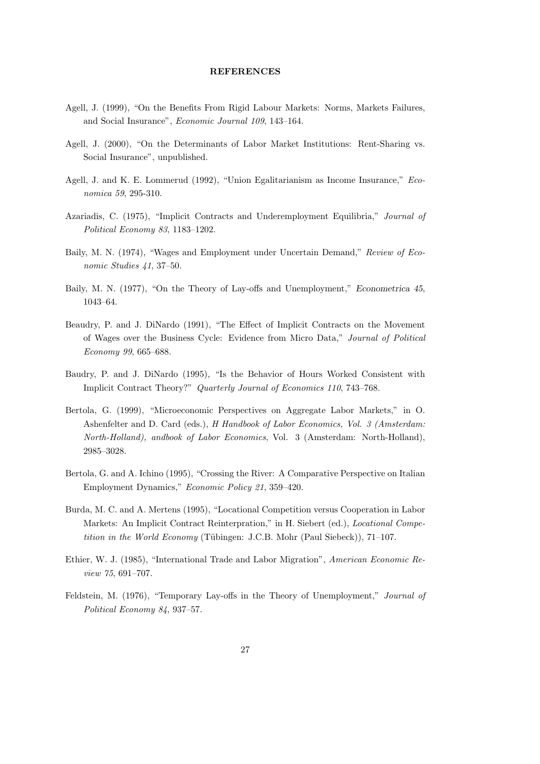## REFERENCES

Agell, J. (1999), "On the Benefits From Rigid Labour Markets: Norms, Markets Failures, and Social Insurance", *Economic Journal 109*, 143–164.

Agell, J. (2000), "On the Determinants of Labor Market Institutions: Rent-Sharing vs. Social Insurance", unpublished.

Agell, J. and K. E. Lommerud (1992), "Union Egalitarianism as Income Insurance," *Economica 59*, 295-310.

Azariadis, C. (1975), "Implicit Contracts and Underemployment Equilibria," *Journal of Political Economy 83*, 1183–1202.

Baily, M. N. (1974), "Wages and Employment under Uncertain Demand," *Review of Economic Studies 41*, 37–50.

Baily, M. N. (1977), "On the Theory of Lay-offs and Unemployment," *Econometrica 45*, 1043–64.

Beaudry, P. and J. DiNardo (1991), "The Effect of Implicit Contracts on the Movement of Wages over the Business Cycle: Evidence from Micro Data," *Journal of Political Economy 99*, 665–688.

Baudry, P. and J. DiNardo (1995), "Is the Behavior of Hours Worked Consistent with Implicit Contract Theory?" *Quarterly Journal of Economics 110*, 743–768.

Bertola, G. (1999), "Microeconomic Perspectives on Aggregate Labor Markets," in O. Ashenfelter and D. Card (eds.), *H Handbook of Labor Economics, Vol. 3 (Amsterdam: North-Holland), andbook of Labor Economics*, Vol. 3 (Amsterdam: North-Holland), 2985–3028.

Bertola, G. and A. Ichino (1995), "Crossing the River: A Comparative Perspective on Italian Employment Dynamics," *Economic Policy 21*, 359–420.

Burda, M. C. and A. Mertens (1995), "Locational Competition versus Cooperation in Labor Markets: An Implicit Contract Reinterpration," in H. Siebert (ed.), *Locational Competition in the World Economy* (Tübingen: J.C.B. Mohr (Paul Siebeck)), 71–107.

Ethier, W. J. (1985), "International Trade and Labor Migration", *American Economic Review 75*, 691–707.

Feldstein, M. (1976), "Temporary Lay-offs in the Theory of Unemployment," *Journal of Political Economy 84*, 937–57.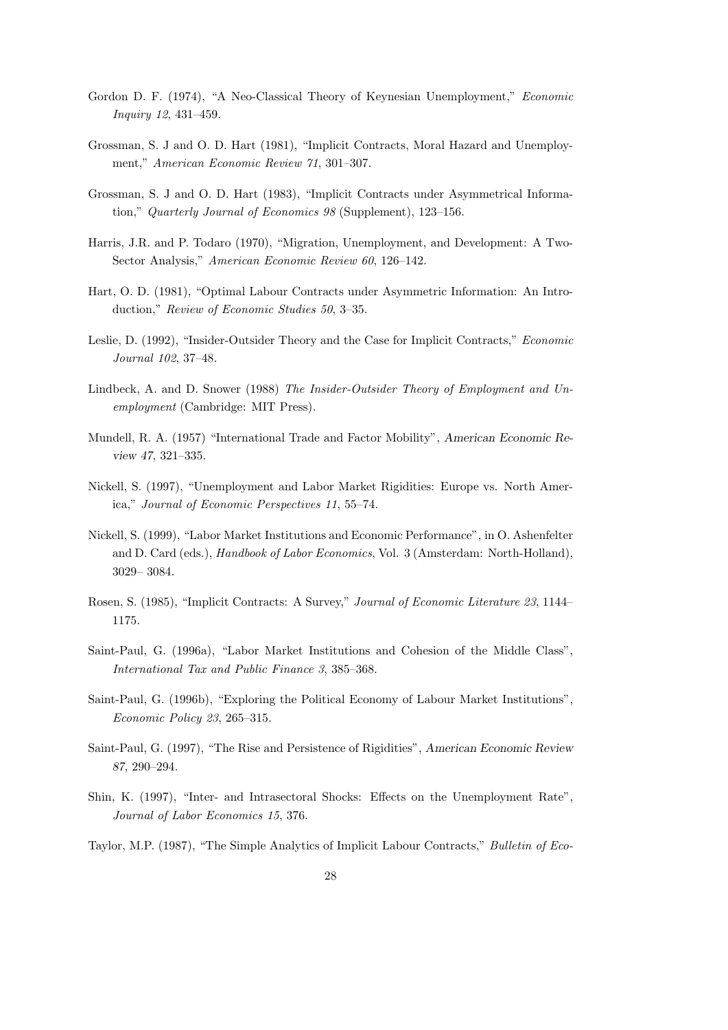Gordon D. F. (1974), "A Neo-Classical Theory of Keynesian Unemployment," *Economic Inquiry 12*, 431–459.

Grossman, S. J and O. D. Hart (1981), "Implicit Contracts, Moral Hazard and Unemployment," *American Economic Review 71*, 301–307.

Grossman, S. J and O. D. Hart (1983), "Implicit Contracts under Asymmetrical Information," *Quarterly Journal of Economics 98* (Supplement), 123–156.

Harris, J.R. and P. Todaro (1970), "Migration, Unemployment, and Development: A Two-Sector Analysis," *American Economic Review 60*, 126–142.

Hart, O. D. (1981), "Optimal Labour Contracts under Asymmetric Information: An Introduction," *Review of Economic Studies 50*, 3–35.

Leslie, D. (1992), "Insider-Outsider Theory and the Case for Implicit Contracts," *Economic Journal 102*, 37–48.

Lindbeck, A. and D. Snower (1988) *The Insider-Outsider Theory of Employment and Unemployment* (Cambridge: MIT Press).

Mundell, R. A. (1957) "International Trade and Factor Mobility", *American Economic Review 47*, 321–335.

Nickell, S. (1997), "Unemployment and Labor Market Rigidities: Europe vs. North America," *Journal of Economic Perspectives 11*, 55–74.

Nickell, S. (1999), "Labor Market Institutions and Economic Performance", in O. Ashenfelter and D. Card (eds.), *Handbook of Labor Economics*, Vol. 3 (Amsterdam: North-Holland), 3029– 3084.

Rosen, S. (1985), "Implicit Contracts: A Survey," *Journal of Economic Literature 23*, 1144–1175.

Saint-Paul, G. (1996a), "Labor Market Institutions and Cohesion of the Middle Class", *International Tax and Public Finance 3*, 385–368.

Saint-Paul, G. (1996b), "Exploring the Political Economy of Labour Market Institutions", *Economic Policy 23*, 265–315.

Saint-Paul, G. (1997), "The Rise and Persistence of Rigidities", *American Economic Review 87*, 290–294.

Shin, K. (1997), "Inter- and Intrasectoral Shocks: Effects on the Unemployment Rate", *Journal of Labor Economics 15*, 376.

Taylor, M.P. (1987), "The Simple Analytics of Implicit Labour Contracts," *Bulletin of Eco-*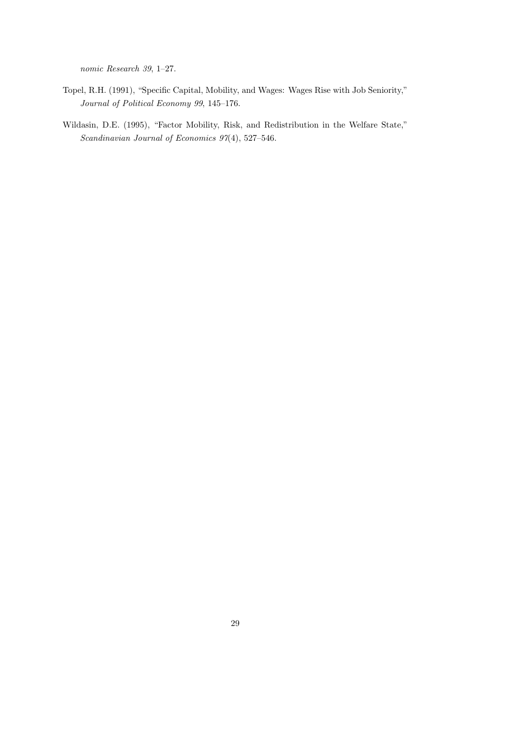*nomic Research 39*, 1–27.

Topel, R.H. (1991), "Specific Capital, Mobility, and Wages: Wages Rise with Job Seniority," *Journal of Political Economy 99*, 145–176.

Wildasin, D.E. (1995), "Factor Mobility, Risk, and Redistribution in the Welfare State," *Scandinavian Journal of Economics 97*(4), 527–546.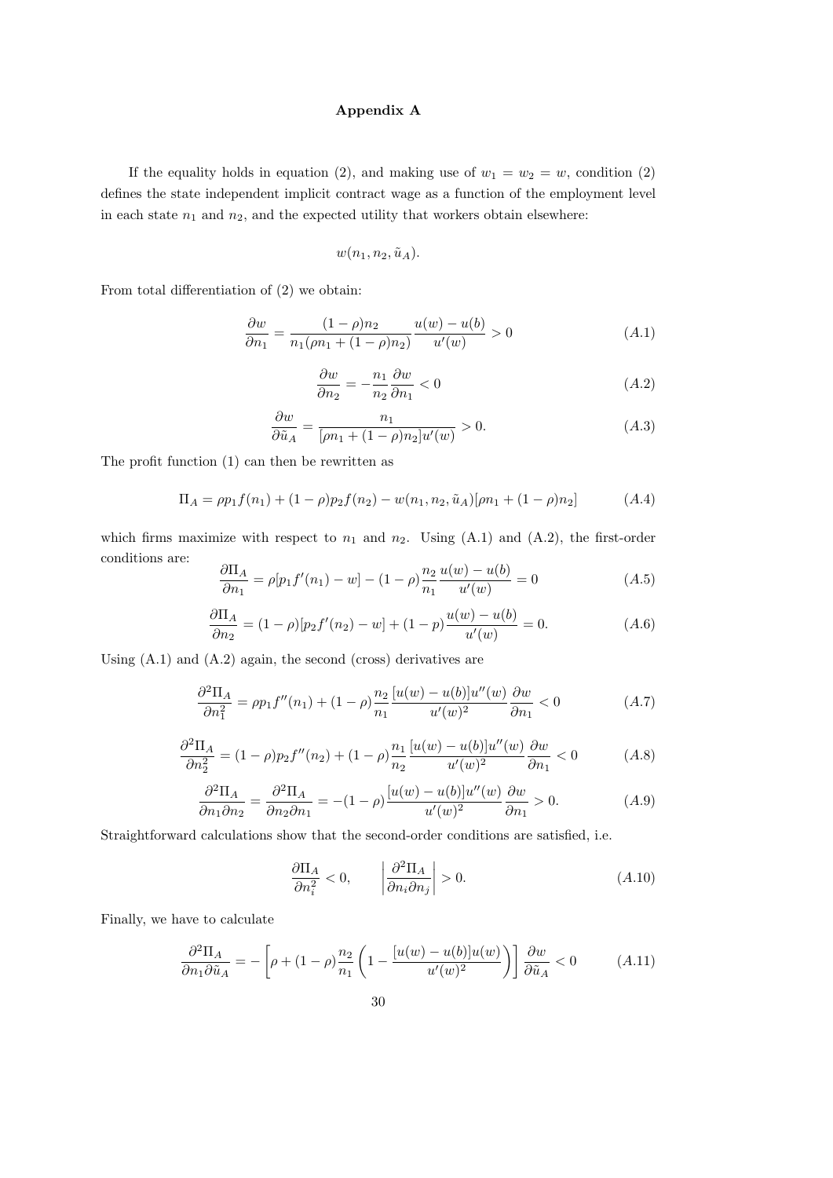# Appendix A

If the equality holds in equation (2), and making use of $w_1 = w_2 = w$, condition (2) defines the state independent implicit contract wage as a function of the employment level in each state $n_1$ and $n_2$, and the expected utility that workers obtain elsewhere:

$$w(n_1, n_2, \tilde{u}_A).$$

From total differentiation of (2) we obtain:

$$\frac{\partial w}{\partial n_1} = \frac{(1-\rho)n_2}{n_1(\rho n_1 + (1-\rho)n_2)} \frac{u(w) - u(b)}{u'(w)} > 0 \tag{A.1}$$

$$\frac{\partial w}{\partial n_2} = -\frac{n_1}{n_2}\frac{\partial w}{\partial n_1} < 0 \tag{A.2}$$

$$\frac{\partial w}{\partial \tilde{u}_A} = \frac{n_1}{[\rho n_1 + (1-\rho)n_2]u'(w)} > 0. \tag{A.3}$$

The profit function (1) can then be rewritten as

$$\Pi_A = \rho p_1 f(n_1) + (1-\rho)p_2 f(n_2) - w(n_1, n_2, \tilde{u}_A)[\rho n_1 + (1-\rho)n_2] \tag{A.4}$$

which firms maximize with respect to $n_1$ and $n_2$. Using (A.1) and (A.2), the first-order conditions are:

$$\frac{\partial \Pi_A}{\partial n_1} = \rho[p_1 f'(n_1) - w] - (1-\rho)\frac{n_2}{n_1}\frac{u(w) - u(b)}{u'(w)} = 0 \tag{A.5}$$

$$\frac{\partial \Pi_A}{\partial n_2} = (1-\rho)[p_2 f'(n_2) - w] + (1-p)\frac{u(w) - u(b)}{u'(w)} = 0. \tag{A.6}$$

Using (A.1) and (A.2) again, the second (cross) derivatives are

$$\frac{\partial^2 \Pi_A}{\partial n_1^2} = \rho p_1 f''(n_1) + (1-\rho)\frac{n_2}{n_1}\frac{[u(w) - u(b)]u''(w)}{u'(w)^2}\frac{\partial w}{\partial n_1} < 0 \tag{A.7}$$

$$\frac{\partial^2 \Pi_A}{\partial n_2^2} = (1-\rho)p_2 f''(n_2) + (1-\rho)\frac{n_1}{n_2}\frac{[u(w) - u(b)]u''(w)}{u'(w)^2}\frac{\partial w}{\partial n_1} < 0 \tag{A.8}$$

$$\frac{\partial^2 \Pi_A}{\partial n_1 \partial n_2} = \frac{\partial^2 \Pi_A}{\partial n_2 \partial n_1} = -(1-\rho)\frac{[u(w) - u(b)]u''(w)}{u'(w)^2}\frac{\partial w}{\partial n_1} > 0. \tag{A.9}$$

Straightforward calculations show that the second-order conditions are satisfied, i.e.

$$\frac{\partial \Pi_A}{\partial n_i^2} < 0, \qquad \left|\frac{\partial^2 \Pi_A}{\partial n_i \partial n_j}\right| > 0. \tag{A.10}$$

Finally, we have to calculate

$$\frac{\partial^2 \Pi_A}{\partial n_1 \partial \tilde{u}_A} = -\left[\rho + (1-\rho)\frac{n_2}{n_1}\left(1 - \frac{[u(w) - u(b)]u(w)}{u'(w)^2}\right)\right]\frac{\partial w}{\partial \tilde{u}_A} < 0 \tag{A.11}$$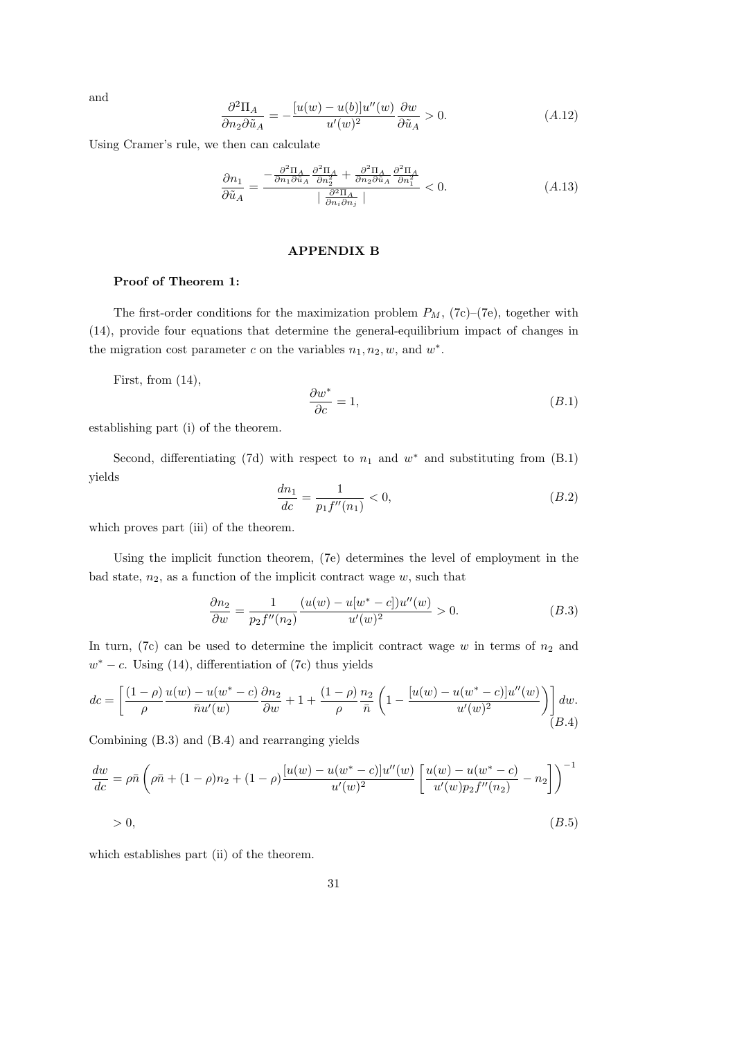and

$$\frac{\partial^2 \Pi_A}{\partial n_2 \partial \tilde{u}_A} = -\frac{[u(w) - u(b)]u''(w)}{u'(w)^2} \frac{\partial w}{\partial \tilde{u}_A} > 0. \tag{A.12}$$

Using Cramer's rule, we then can calculate

$$\frac{\partial n_1}{\partial \tilde{u}_A} = \frac{-\frac{\partial^2 \Pi_A}{\partial n_1 \partial \tilde{u}_A} \frac{\partial^2 \Pi_A}{\partial n_2^2} + \frac{\partial^2 \Pi_A}{\partial n_2 \partial \tilde{u}_A} \frac{\partial^2 \Pi_A}{\partial n_1^2}}{\mid \frac{\partial^2 \Pi_A}{\partial n_i \partial n_j} \mid} < 0. \tag{A.13}$$

## APPENDIX B

**Proof of Theorem 1:**

The first-order conditions for the maximization problem $P_M$, (7c)–(7e), together with (14), provide four equations that determine the general-equilibrium impact of changes in the migration cost parameter $c$ on the variables $n_1, n_2, w$, and $w^*$.

First, from (14),

$$\frac{\partial w^*}{\partial c} = 1, \tag{B.1}$$

establishing part (i) of the theorem.

Second, differentiating (7d) with respect to $n_1$ and $w^*$ and substituting from (B.1) yields

$$\frac{dn_1}{dc} = \frac{1}{p_1 f''(n_1)} < 0, \tag{B.2}$$

which proves part (iii) of the theorem.

Using the implicit function theorem, (7e) determines the level of employment in the bad state, $n_2$, as a function of the implicit contract wage $w$, such that

$$\frac{\partial n_2}{\partial w} = \frac{1}{p_2 f''(n_2)} \frac{(u(w) - u[w^* - c])u''(w)}{u'(w)^2} > 0. \tag{B.3}$$

In turn, (7c) can be used to determine the implicit contract wage $w$ in terms of $n_2$ and $w^* - c$. Using (14), differentiation of (7c) thus yields

$$dc = \left[ \frac{(1-\rho)}{\rho} \frac{u(w) - u(w^* - c)}{\bar{n} u'(w)} \frac{\partial n_2}{\partial w} + 1 + \frac{(1-\rho)}{\rho} \frac{n_2}{\bar{n}} \left( 1 - \frac{[u(w) - u(w^* - c)]u''(w)}{u'(w)^2} \right) \right] dw. \tag{B.4}$$

Combining (B.3) and (B.4) and rearranging yields

$$\frac{dw}{dc} = \rho \bar{n} \left( \rho \bar{n} + (1-\rho) n_2 + (1-\rho) \frac{[u(w) - u(w^* - c)]u''(w)}{u'(w)^2} \left[ \frac{u(w) - u(w^* - c)}{u'(w) p_2 f''(n_2)} - n_2 \right] \right)^{-1}$$

$$> 0, \tag{B.5}$$

which establishes part (ii) of the theorem.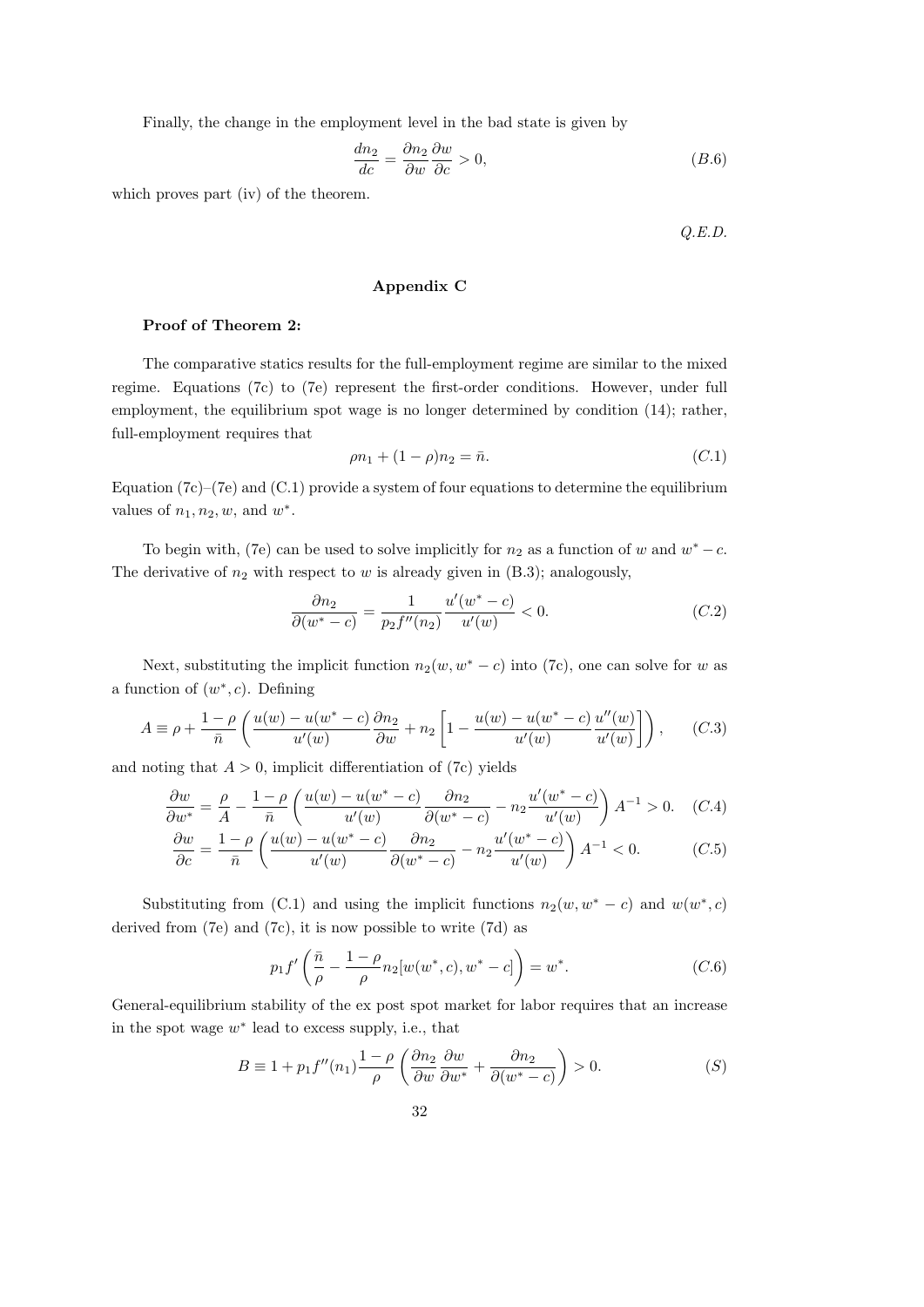Finally, the change in the employment level in the bad state is given by

$$\frac{dn_2}{dc} = \frac{\partial n_2}{\partial w}\frac{\partial w}{\partial c} > 0, \tag{B.6}$$

which proves part (iv) of the theorem.

*Q.E.D.*

## Appendix C

**Proof of Theorem 2:**

The comparative statics results for the full-employment regime are similar to the mixed regime. Equations (7c) to (7e) represent the first-order conditions. However, under full employment, the equilibrium spot wage is no longer determined by condition (14); rather, full-employment requires that

$$\rho n_1 + (1-\rho) n_2 = \bar{n}. \tag{C.1}$$

Equation (7c)–(7e) and (C.1) provide a system of four equations to determine the equilibrium values of $n_1, n_2, w$, and $w^*$.

To begin with, (7e) can be used to solve implicitly for $n_2$ as a function of $w$ and $w^* - c$. The derivative of $n_2$ with respect to $w$ is already given in (B.3); analogously,

$$\frac{\partial n_2}{\partial (w^* - c)} = \frac{1}{p_2 f''(n_2)}\frac{u'(w^* - c)}{u'(w)} < 0. \tag{C.2}$$

Next, substituting the implicit function $n_2(w, w^* - c)$ into (7c), one can solve for $w$ as a function of $(w^*, c)$. Defining

$$A \equiv \rho + \frac{1-\rho}{\bar{n}}\left(\frac{u(w) - u(w^* - c)}{u'(w)}\frac{\partial n_2}{\partial w} + n_2\left[1 - \frac{u(w) - u(w^* - c)}{u'(w)}\frac{u''(w)}{u'(w)}\right]\right), \tag{C.3}$$

and noting that $A > 0$, implicit differentiation of (7c) yields

$$\frac{\partial w}{\partial w^*} = \frac{\rho}{A} - \frac{1-\rho}{\bar{n}}\left(\frac{u(w) - u(w^* - c)}{u'(w)}\frac{\partial n_2}{\partial (w^* - c)} - n_2\frac{u'(w^* - c)}{u'(w)}\right)A^{-1} > 0. \tag{C.4}$$

$$\frac{\partial w}{\partial c} = \frac{1-\rho}{\bar{n}}\left(\frac{u(w) - u(w^* - c)}{u'(w)}\frac{\partial n_2}{\partial (w^* - c)} - n_2\frac{u'(w^* - c)}{u'(w)}\right)A^{-1} < 0. \tag{C.5}$$

Substituting from (C.1) and using the implicit functions $n_2(w, w^* - c)$ and $w(w^*, c)$ derived from (7e) and (7c), it is now possible to write (7d) as

$$p_1 f'\left(\frac{\bar{n}}{\rho} - \frac{1-\rho}{\rho}n_2[w(w^*, c), w^* - c]\right) = w^*. \tag{C.6}$$

General-equilibrium stability of the ex post spot market for labor requires that an increase in the spot wage $w^*$ lead to excess supply, i.e., that

$$B \equiv 1 + p_1 f''(n_1)\frac{1-\rho}{\rho}\left(\frac{\partial n_2}{\partial w}\frac{\partial w}{\partial w^*} + \frac{\partial n_2}{\partial (w^* - c)}\right) > 0. \tag{S}$$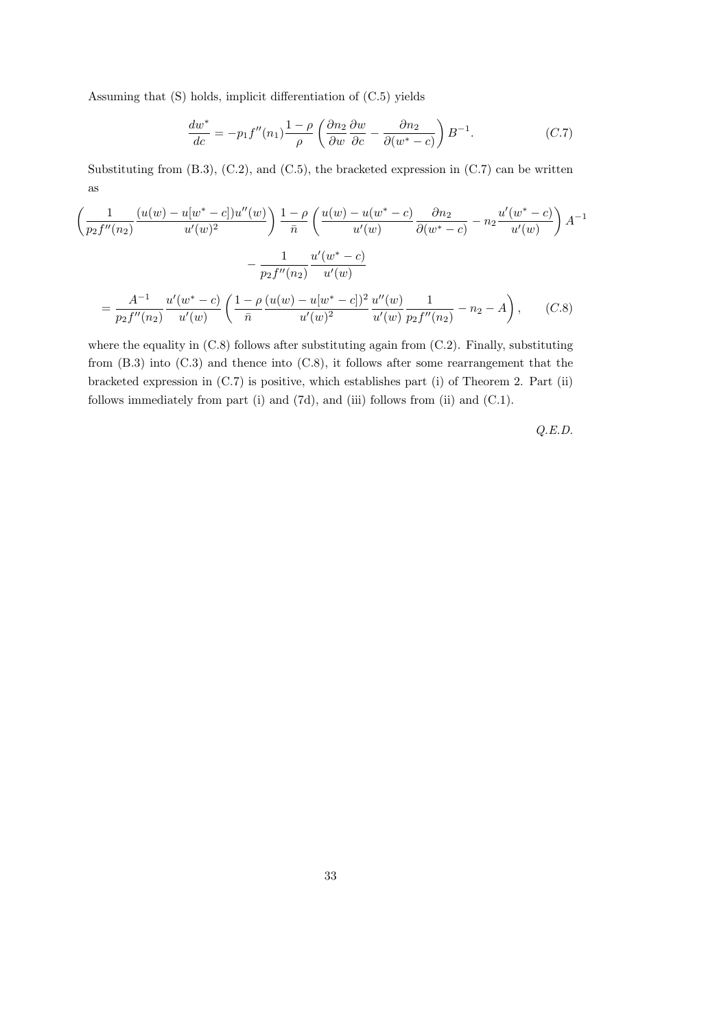Assuming that (S) holds, implicit differentiation of (C.5) yields

$$\frac{dw^*}{dc} = -p_1 f''(n_1)\frac{1-\rho}{\rho}\left(\frac{\partial n_2}{\partial w}\frac{\partial w}{\partial c} - \frac{\partial n_2}{\partial(w^*-c)}\right)B^{-1}. \tag{C.7}$$

Substituting from (B.3), (C.2), and (C.5), the bracketed expression in (C.7) can be written as

$$\left(\frac{1}{p_2 f''(n_2)}\frac{(u(w)-u[w^*-c])u''(w)}{u'(w)^2}\right)\frac{1-\rho}{\bar{n}}\left(\frac{u(w)-u(w^*-c)}{u'(w)}\frac{\partial n_2}{\partial(w^*-c)} - n_2\frac{u'(w^*-c)}{u'(w)}\right)A^{-1}$$

$$-\frac{1}{p_2 f''(n_2)}\frac{u'(w^*-c)}{u'(w)}$$

$$= \frac{A^{-1}}{p_2 f''(n_2)}\frac{u'(w^*-c)}{u'(w)}\left(\frac{1-\rho}{\bar{n}}\frac{(u(w)-u[w^*-c])^2}{u'(w)^2}\frac{u''(w)}{u'(w)}\frac{1}{p_2 f''(n_2)} - n_2 - A\right), \tag{C.8}$$

where the equality in (C.8) follows after substituting again from (C.2). Finally, substituting from (B.3) into (C.3) and thence into (C.8), it follows after some rearrangement that the bracketed expression in (C.7) is positive, which establishes part (i) of Theorem 2. Part (ii) follows immediately from part (i) and (7d), and (iii) follows from (ii) and (C.1).

*Q.E.D.*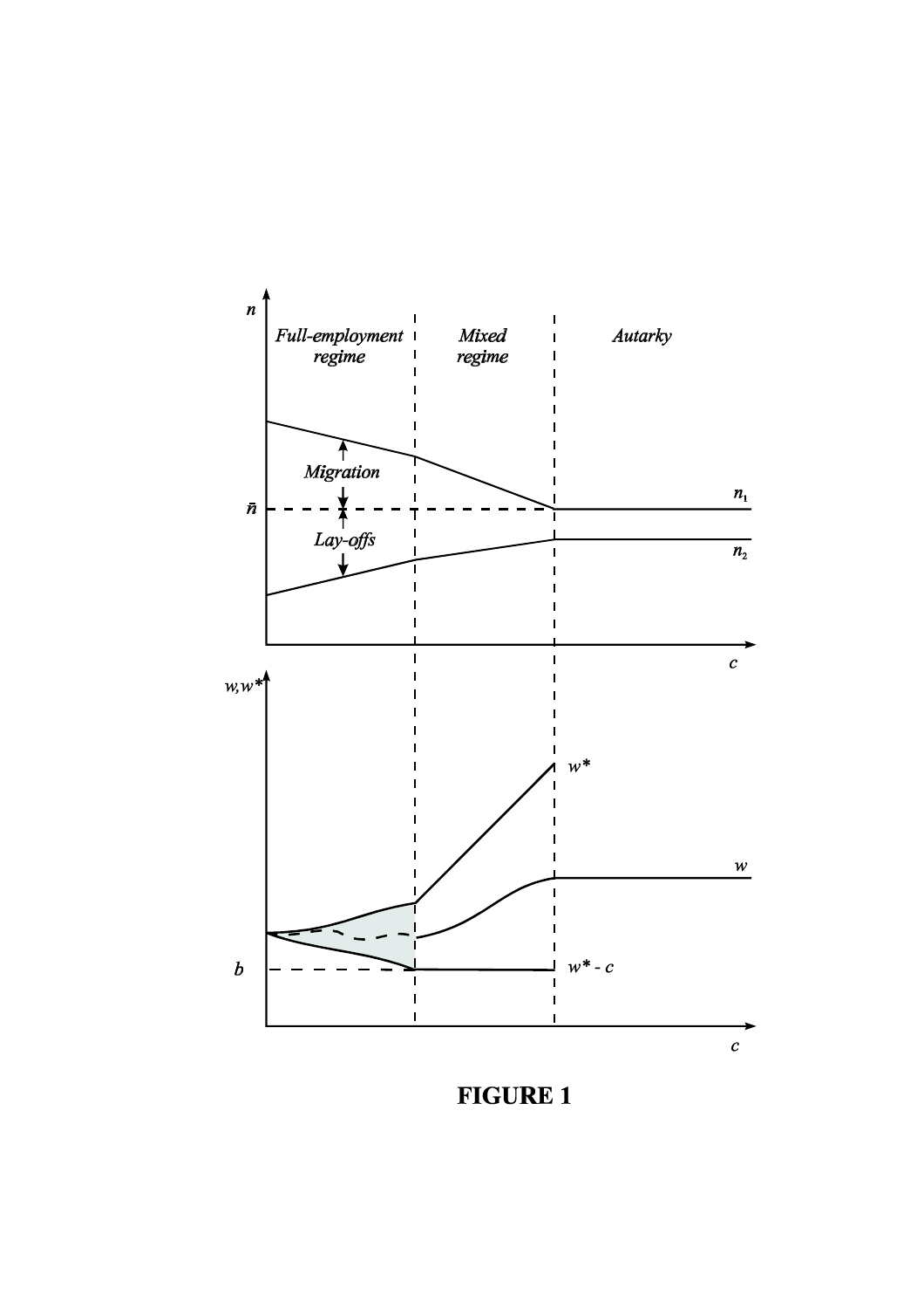**FIGURE 1**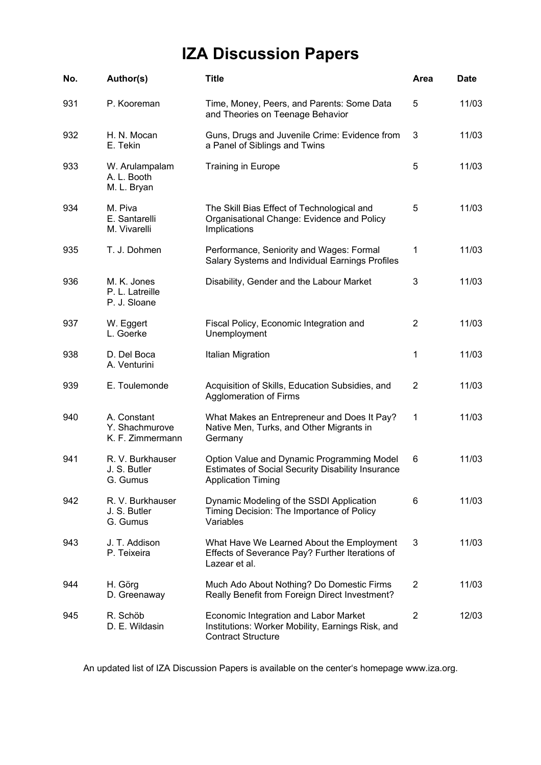# IZA Discussion Papers

| No. | Author(s) | Title | Area | Date |
|---|---|---|---|---|
| 931 | P. Kooreman | Time, Money, Peers, and Parents: Some Data and Theories on Teenage Behavior | 5 | 11/03 |
| 932 | H. N. Mocan<br>E. Tekin | Guns, Drugs and Juvenile Crime: Evidence from a Panel of Siblings and Twins | 3 | 11/03 |
| 933 | W. Arulampalam<br>A. L. Booth<br>M. L. Bryan | Training in Europe | 5 | 11/03 |
| 934 | M. Piva<br>E. Santarelli<br>M. Vivarelli | The Skill Bias Effect of Technological and Organisational Change: Evidence and Policy Implications | 5 | 11/03 |
| 935 | T. J. Dohmen | Performance, Seniority and Wages: Formal Salary Systems and Individual Earnings Profiles | 1 | 11/03 |
| 936 | M. K. Jones<br>P. L. Latreille<br>P. J. Sloane | Disability, Gender and the Labour Market | 3 | 11/03 |
| 937 | W. Eggert<br>L. Goerke | Fiscal Policy, Economic Integration and Unemployment | 2 | 11/03 |
| 938 | D. Del Boca<br>A. Venturini | Italian Migration | 1 | 11/03 |
| 939 | E. Toulemonde | Acquisition of Skills, Education Subsidies, and Agglomeration of Firms | 2 | 11/03 |
| 940 | A. Constant<br>Y. Shachmurove<br>K. F. Zimmermann | What Makes an Entrepreneur and Does It Pay? Native Men, Turks, and Other Migrants in Germany | 1 | 11/03 |
| 941 | R. V. Burkhauser<br>J. S. Butler<br>G. Gumus | Option Value and Dynamic Programming Model Estimates of Social Security Disability Insurance Application Timing | 6 | 11/03 |
| 942 | R. V. Burkhauser<br>J. S. Butler<br>G. Gumus | Dynamic Modeling of the SSDI Application Timing Decision: The Importance of Policy Variables | 6 | 11/03 |
| 943 | J. T. Addison<br>P. Teixeira | What Have We Learned About the Employment Effects of Severance Pay? Further Iterations of Lazear et al. | 3 | 11/03 |
| 944 | H. Görg<br>D. Greenaway | Much Ado About Nothing? Do Domestic Firms Really Benefit from Foreign Direct Investment? | 2 | 11/03 |
| 945 | R. Schöb<br>D. E. Wildasin | Economic Integration and Labor Market Institutions: Worker Mobility, Earnings Risk, and Contract Structure | 2 | 12/03 |

An updated list of IZA Discussion Papers is available on the center's homepage www.iza.org.